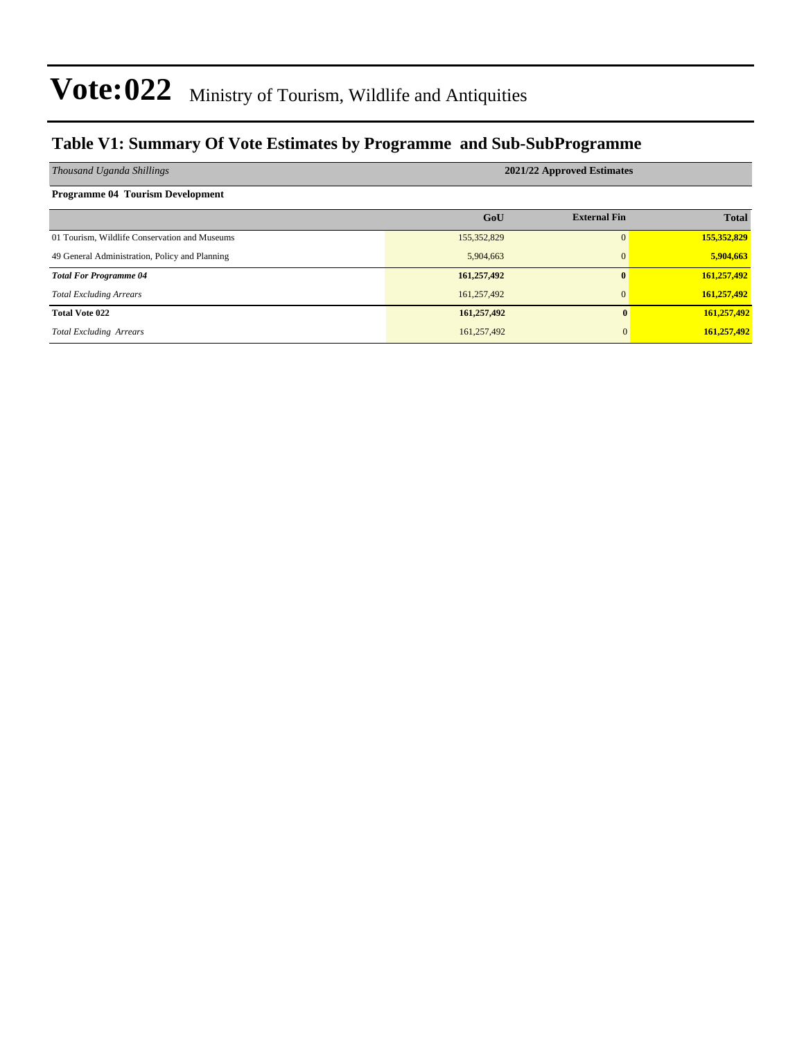# Vote:022 Ministry of Tourism, Wildlife and Antiquities

## Table V1: Summary Of Vote Estimates by Programme and Sub-SubProgramme

| *Thousand Uganda Shillings* | 2021/22 Approved Estimates | | |
|---|---|---|---|
| **Programme 04 Tourism Development** | | | |
| | **GoU** | **External Fin** | **Total** |
| 01 Tourism, Wildlife Conservation and Museums | 155,352,829 | 0 | **155,352,829** |
| 49 General Administration, Policy and Planning | 5,904,663 | 0 | **5,904,663** |
| ***Total For Programme 04*** | **161,257,492** | **0** | **161,257,492** |
| *Total Excluding Arrears* | 161,257,492 | 0 | **161,257,492** |
| **Total Vote 022** | **161,257,492** | **0** | **161,257,492** |
| *Total Excluding Arrears* | 161,257,492 | 0 | **161,257,492** |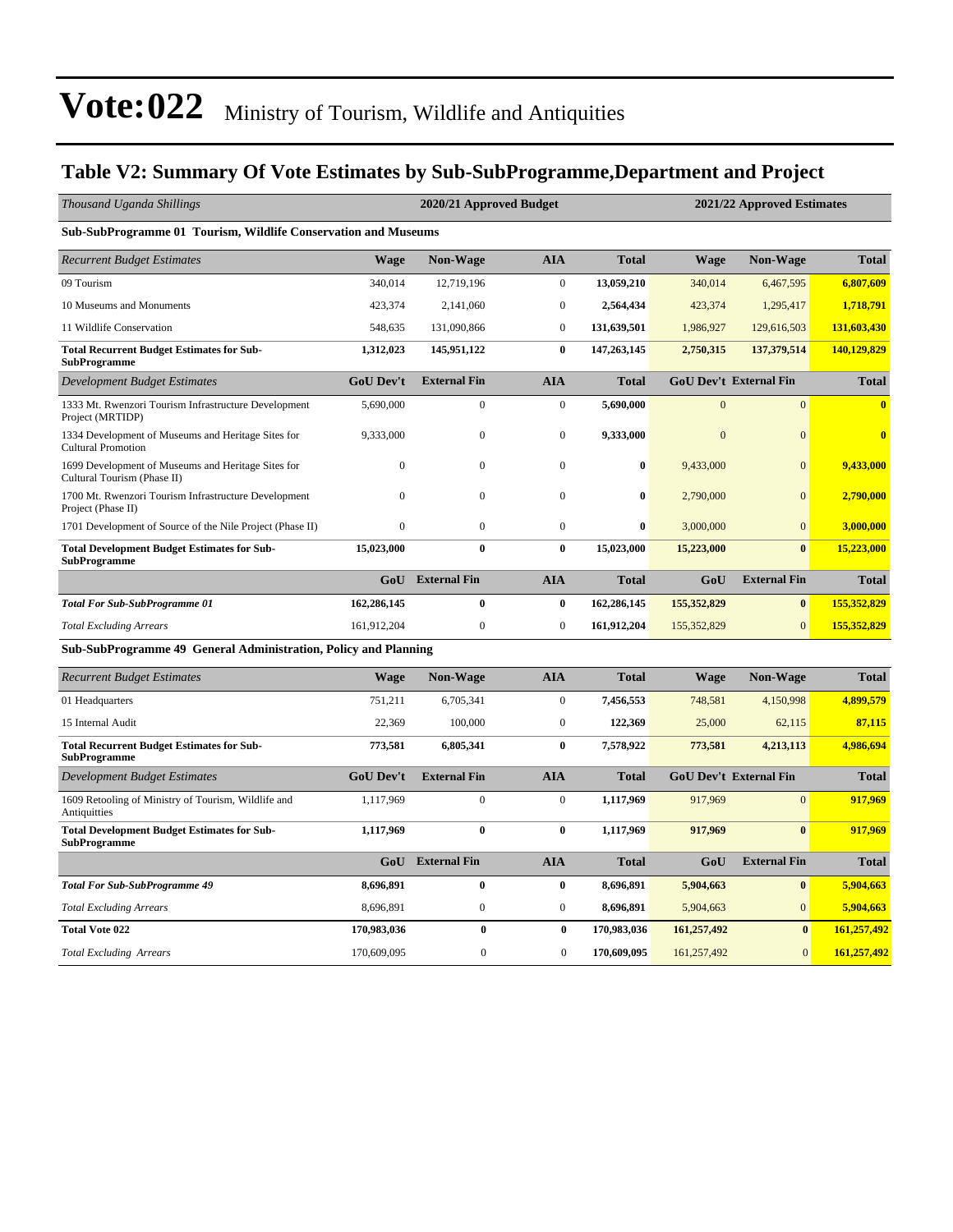# Vote:022 Ministry of Tourism, Wildlife and Antiquities

## Table V2: Summary Of Vote Estimates by Sub-SubProgramme,Department and Project

| *Thousand Uganda Shillings* | 2020/21 Approved Budget | | | | 2021/22 Approved Estimates | | |
|---|---|---|---|---|---|---|---|
| **Sub-SubProgramme 01 Tourism, Wildlife Conservation and Museums** | | | | | | | |
| *Recurrent Budget Estimates* | **Wage** | **Non-Wage** | **AIA** | **Total** | **Wage** | **Non-Wage** | **Total** |
| 09 Tourism | 340,014 | 12,719,196 | 0 | **13,059,210** | 340,014 | 6,467,595 | **6,807,609** |
| 10 Museums and Monuments | 423,374 | 2,141,060 | 0 | **2,564,434** | 423,374 | 1,295,417 | **1,718,791** |
| 11 Wildlife Conservation | 548,635 | 131,090,866 | 0 | **131,639,501** | 1,986,927 | 129,616,503 | **131,603,430** |
| **Total Recurrent Budget Estimates for Sub-SubProgramme** | **1,312,023** | **145,951,122** | **0** | **147,263,145** | **2,750,315** | **137,379,514** | **140,129,829** |
| *Development Budget Estimates* | **GoU Dev't** | **External Fin** | **AIA** | **Total** | **GoU Dev't** | **External Fin** | **Total** |
| 1333 Mt. Rwenzori Tourism Infrastructure Development Project (MRTIDP) | 5,690,000 | 0 | 0 | **5,690,000** | 0 | 0 | **0** |
| 1334 Development of Museums and Heritage Sites for Cultural Promotion | 9,333,000 | 0 | 0 | **9,333,000** | 0 | 0 | **0** |
| 1699 Development of Museums and Heritage Sites for Cultural Tourism (Phase II) | 0 | 0 | 0 | **0** | 9,433,000 | 0 | **9,433,000** |
| 1700 Mt. Rwenzori Tourism Infrastructure Development Project (Phase II) | 0 | 0 | 0 | **0** | 2,790,000 | 0 | **2,790,000** |
| 1701 Development of Source of the Nile Project (Phase II) | 0 | 0 | 0 | **0** | 3,000,000 | 0 | **3,000,000** |
| **Total Development Budget Estimates for Sub-SubProgramme** | **15,023,000** | **0** | **0** | **15,023,000** | **15,223,000** | **0** | **15,223,000** |
| | **GoU** | **External Fin** | **AIA** | **Total** | **GoU** | **External Fin** | **Total** |
| ***Total For Sub-SubProgramme 01*** | **162,286,145** | **0** | **0** | **162,286,145** | **155,352,829** | **0** | **155,352,829** |
| *Total Excluding Arrears* | 161,912,204 | 0 | 0 | **161,912,204** | 155,352,829 | 0 | **155,352,829** |
| **Sub-SubProgramme 49 General Administration, Policy and Planning** | | | | | | | |
| *Recurrent Budget Estimates* | **Wage** | **Non-Wage** | **AIA** | **Total** | **Wage** | **Non-Wage** | **Total** |
| 01 Headquarters | 751,211 | 6,705,341 | 0 | **7,456,553** | 748,581 | 4,150,998 | **4,899,579** |
| 15 Internal Audit | 22,369 | 100,000 | 0 | **122,369** | 25,000 | 62,115 | **87,115** |
| **Total Recurrent Budget Estimates for Sub-SubProgramme** | **773,581** | **6,805,341** | **0** | **7,578,922** | **773,581** | **4,213,113** | **4,986,694** |
| *Development Budget Estimates* | **GoU Dev't** | **External Fin** | **AIA** | **Total** | **GoU Dev't** | **External Fin** | **Total** |
| 1609 Retooling of Ministry of Tourism, Wildlife and Antiquities | 1,117,969 | 0 | 0 | **1,117,969** | 917,969 | 0 | **917,969** |
| **Total Development Budget Estimates for Sub-SubProgramme** | **1,117,969** | **0** | **0** | **1,117,969** | **917,969** | **0** | **917,969** |
| | **GoU** | **External Fin** | **AIA** | **Total** | **GoU** | **External Fin** | **Total** |
| ***Total For Sub-SubProgramme 49*** | **8,696,891** | **0** | **0** | **8,696,891** | **5,904,663** | **0** | **5,904,663** |
| *Total Excluding Arrears* | 8,696,891 | 0 | 0 | **8,696,891** | 5,904,663 | 0 | **5,904,663** |
| **Total Vote 022** | **170,983,036** | **0** | **0** | **170,983,036** | **161,257,492** | **0** | **161,257,492** |
| *Total Excluding Arrears* | 170,609,095 | 0 | 0 | **170,609,095** | 161,257,492 | 0 | **161,257,492** |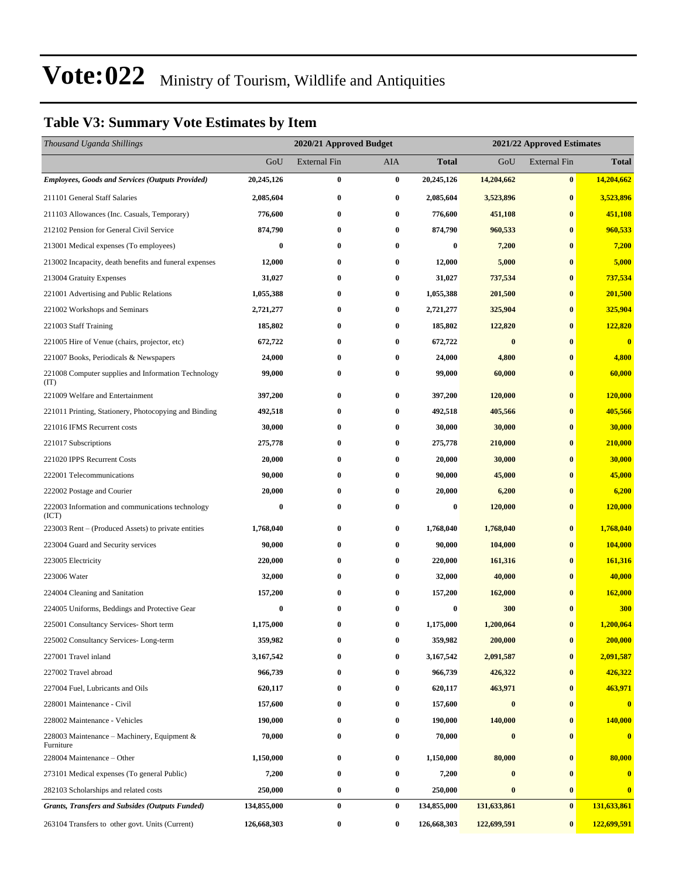# Vote:022 Ministry of Tourism, Wildlife and Antiquities

## Table V3: Summary Vote Estimates by Item

| *Thousand Uganda Shillings* | 2020/21 Approved Budget | | | | 2021/22 Approved Estimates | | |
|---|---|---|---|---|---|---|---|
| | GoU | External Fin | AIA | **Total** | GoU | External Fin | **Total** |
| ***Employees, Goods and Services (Outputs Provided)*** | **20,245,126** | **0** | **0** | **20,245,126** | **14,204,662** | **0** | **14,204,662** |
| 211101 General Staff Salaries | **2,085,604** | **0** | **0** | **2,085,604** | **3,523,896** | **0** | **3,523,896** |
| 211103 Allowances (Inc. Casuals, Temporary) | **776,600** | **0** | **0** | **776,600** | **451,108** | **0** | **451,108** |
| 212102 Pension for General Civil Service | **874,790** | **0** | **0** | **874,790** | **960,533** | **0** | **960,533** |
| 213001 Medical expenses (To employees) | **0** | **0** | **0** | **0** | **7,200** | **0** | **7,200** |
| 213002 Incapacity, death benefits and funeral expenses | **12,000** | **0** | **0** | **12,000** | **5,000** | **0** | **5,000** |
| 213004 Gratuity Expenses | **31,027** | **0** | **0** | **31,027** | **737,534** | **0** | **737,534** |
| 221001 Advertising and Public Relations | **1,055,388** | **0** | **0** | **1,055,388** | **201,500** | **0** | **201,500** |
| 221002 Workshops and Seminars | **2,721,277** | **0** | **0** | **2,721,277** | **325,904** | **0** | **325,904** |
| 221003 Staff Training | **185,802** | **0** | **0** | **185,802** | **122,820** | **0** | **122,820** |
| 221005 Hire of Venue (chairs, projector, etc) | **672,722** | **0** | **0** | **672,722** | **0** | **0** | **0** |
| 221007 Books, Periodicals & Newspapers | **24,000** | **0** | **0** | **24,000** | **4,800** | **0** | **4,800** |
| 221008 Computer supplies and Information Technology (IT) | **99,000** | **0** | **0** | **99,000** | **60,000** | **0** | **60,000** |
| 221009 Welfare and Entertainment | **397,200** | **0** | **0** | **397,200** | **120,000** | **0** | **120,000** |
| 221011 Printing, Stationery, Photocopying and Binding | **492,518** | **0** | **0** | **492,518** | **405,566** | **0** | **405,566** |
| 221016 IFMS Recurrent costs | **30,000** | **0** | **0** | **30,000** | **30,000** | **0** | **30,000** |
| 221017 Subscriptions | **275,778** | **0** | **0** | **275,778** | **210,000** | **0** | **210,000** |
| 221020 IPPS Recurrent Costs | **20,000** | **0** | **0** | **20,000** | **30,000** | **0** | **30,000** |
| 222001 Telecommunications | **90,000** | **0** | **0** | **90,000** | **45,000** | **0** | **45,000** |
| 222002 Postage and Courier | **20,000** | **0** | **0** | **20,000** | **6,200** | **0** | **6,200** |
| 222003 Information and communications technology (ICT) | **0** | **0** | **0** | **0** | **120,000** | **0** | **120,000** |
| 223003 Rent – (Produced Assets) to private entities | **1,768,040** | **0** | **0** | **1,768,040** | **1,768,040** | **0** | **1,768,040** |
| 223004 Guard and Security services | **90,000** | **0** | **0** | **90,000** | **104,000** | **0** | **104,000** |
| 223005 Electricity | **220,000** | **0** | **0** | **220,000** | **161,316** | **0** | **161,316** |
| 223006 Water | **32,000** | **0** | **0** | **32,000** | **40,000** | **0** | **40,000** |
| 224004 Cleaning and Sanitation | **157,200** | **0** | **0** | **157,200** | **162,000** | **0** | **162,000** |
| 224005 Uniforms, Beddings and Protective Gear | **0** | **0** | **0** | **0** | **300** | **0** | **300** |
| 225001 Consultancy Services- Short term | **1,175,000** | **0** | **0** | **1,175,000** | **1,200,064** | **0** | **1,200,064** |
| 225002 Consultancy Services- Long-term | **359,982** | **0** | **0** | **359,982** | **200,000** | **0** | **200,000** |
| 227001 Travel inland | **3,167,542** | **0** | **0** | **3,167,542** | **2,091,587** | **0** | **2,091,587** |
| 227002 Travel abroad | **966,739** | **0** | **0** | **966,739** | **426,322** | **0** | **426,322** |
| 227004 Fuel, Lubricants and Oils | **620,117** | **0** | **0** | **620,117** | **463,971** | **0** | **463,971** |
| 228001 Maintenance - Civil | **157,600** | **0** | **0** | **157,600** | **0** | **0** | **0** |
| 228002 Maintenance - Vehicles | **190,000** | **0** | **0** | **190,000** | **140,000** | **0** | **140,000** |
| 228003 Maintenance – Machinery, Equipment & Furniture | **70,000** | **0** | **0** | **70,000** | **0** | **0** | **0** |
| 228004 Maintenance – Other | **1,150,000** | **0** | **0** | **1,150,000** | **80,000** | **0** | **80,000** |
| 273101 Medical expenses (To general Public) | **7,200** | **0** | **0** | **7,200** | **0** | **0** | **0** |
| 282103 Scholarships and related costs | **250,000** | **0** | **0** | **250,000** | **0** | **0** | **0** |
| ***Grants, Transfers and Subsides (Outputs Funded)*** | **134,855,000** | **0** | **0** | **134,855,000** | **131,633,861** | **0** | **131,633,861** |
| 263104 Transfers to other govt. Units (Current) | **126,668,303** | **0** | **0** | **126,668,303** | **122,699,591** | **0** | **122,699,591** |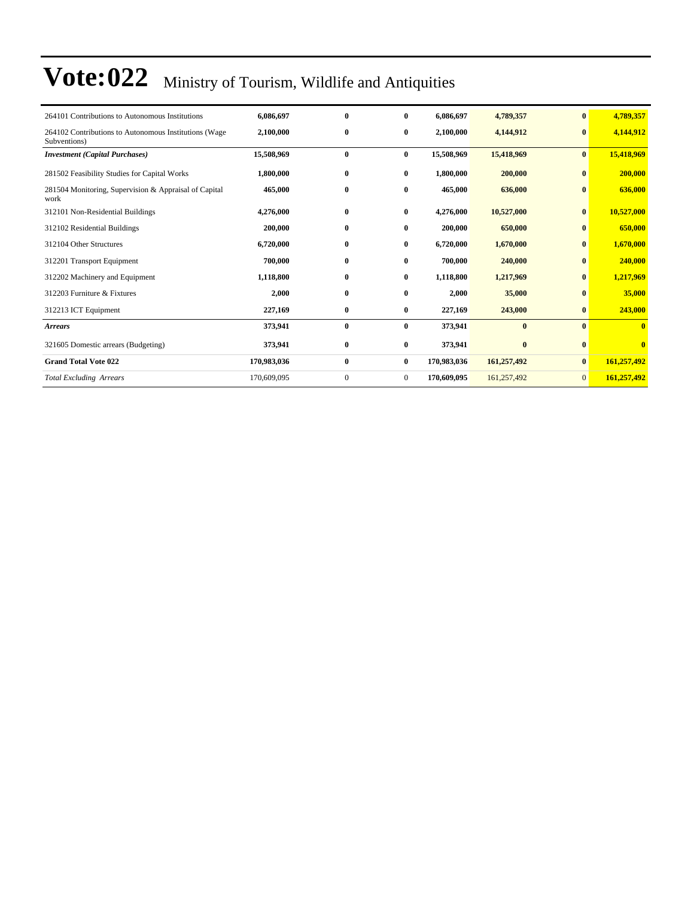# Vote:022 Ministry of Tourism, Wildlife and Antiquities

| | | | | | | | |
|---|---|---|---|---|---|---|---|
| 264101 Contributions to Autonomous Institutions | **6,086,697** | **0** | **0** | **6,086,697** | **4,789,357** | **0** | **4,789,357** |
| 264102 Contributions to Autonomous Institutions (Wage Subventions) | **2,100,000** | **0** | **0** | **2,100,000** | **4,144,912** | **0** | **4,144,912** |
| ***Investment (Capital Purchases)*** | **15,508,969** | **0** | **0** | **15,508,969** | **15,418,969** | **0** | **15,418,969** |
| 281502 Feasibility Studies for Capital Works | **1,800,000** | **0** | **0** | **1,800,000** | **200,000** | **0** | **200,000** |
| 281504 Monitoring, Supervision & Appraisal of Capital work | **465,000** | **0** | **0** | **465,000** | **636,000** | **0** | **636,000** |
| 312101 Non-Residential Buildings | **4,276,000** | **0** | **0** | **4,276,000** | **10,527,000** | **0** | **10,527,000** |
| 312102 Residential Buildings | **200,000** | **0** | **0** | **200,000** | **650,000** | **0** | **650,000** |
| 312104 Other Structures | **6,720,000** | **0** | **0** | **6,720,000** | **1,670,000** | **0** | **1,670,000** |
| 312201 Transport Equipment | **700,000** | **0** | **0** | **700,000** | **240,000** | **0** | **240,000** |
| 312202 Machinery and Equipment | **1,118,800** | **0** | **0** | **1,118,800** | **1,217,969** | **0** | **1,217,969** |
| 312203 Furniture & Fixtures | **2,000** | **0** | **0** | **2,000** | **35,000** | **0** | **35,000** |
| 312213 ICT Equipment | **227,169** | **0** | **0** | **227,169** | **243,000** | **0** | **243,000** |
| ***Arrears*** | **373,941** | **0** | **0** | **373,941** | **0** | **0** | **0** |
| 321605 Domestic arrears (Budgeting) | **373,941** | **0** | **0** | **373,941** | **0** | **0** | **0** |
| **Grand Total Vote 022** | **170,983,036** | **0** | **0** | **170,983,036** | **161,257,492** | **0** | **161,257,492** |
| *Total Excluding Arrears* | 170,609,095 | 0 | 0 | **170,609,095** | 161,257,492 | 0 | **161,257,492** |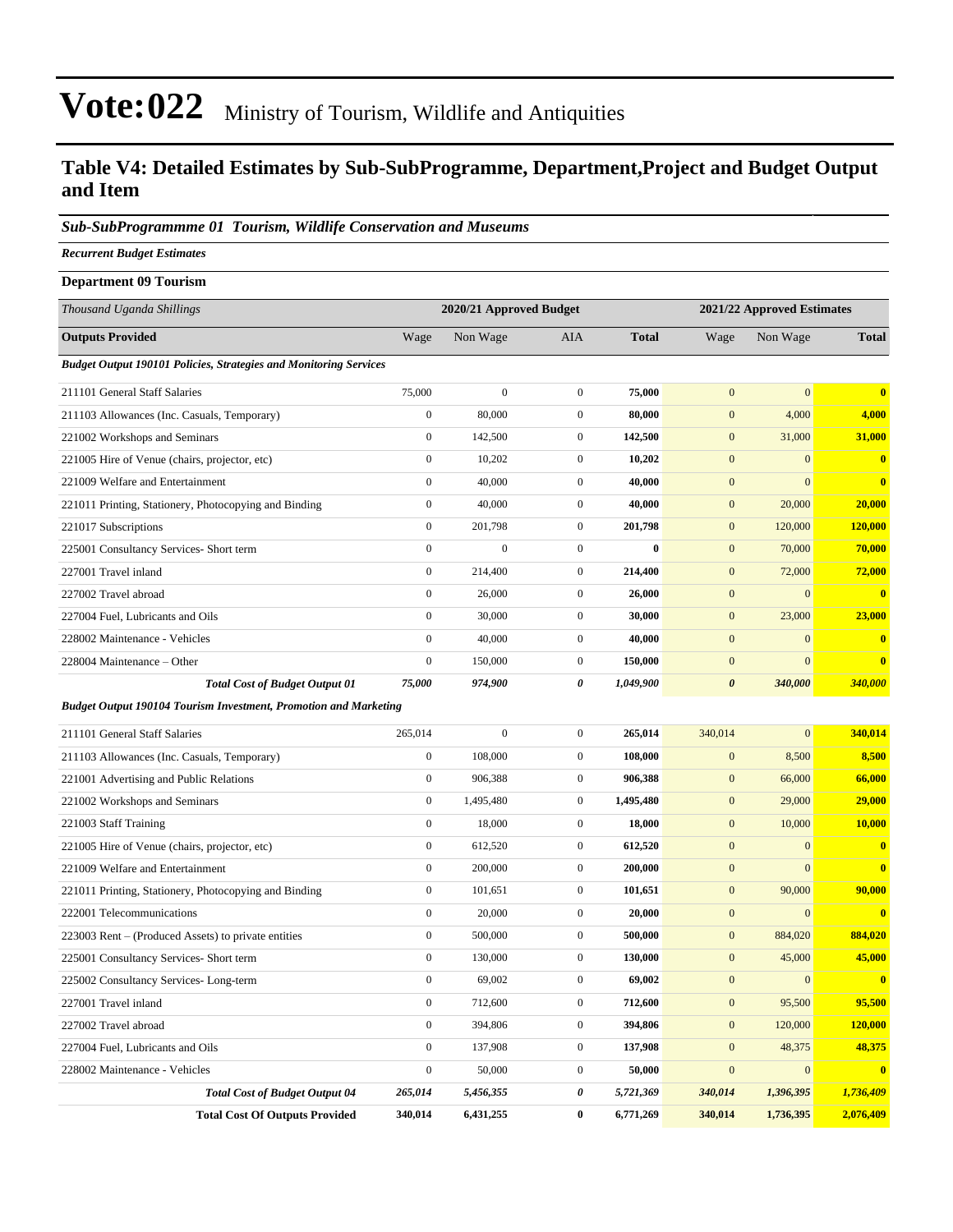# Vote:022 Ministry of Tourism, Wildlife and Antiquities

## Table V4: Detailed Estimates by Sub-SubProgramme, Department,Project and Budget Output and Item

### *Sub-SubProgrammme 01 Tourism, Wildlife Conservation and Museums*

***Recurrent Budget Estimates***

**Department 09 Tourism**

| *Thousand Uganda Shillings* | 2020/21 Approved Budget | | | | 2021/22 Approved Estimates | | |
|---|---|---|---|---|---|---|---|
| **Outputs Provided** | Wage | Non Wage | AIA | **Total** | Wage | Non Wage | **Total** |
| ***Budget Output 190101 Policies, Strategies and Monitoring Services*** | | | | | | | |
| 211101 General Staff Salaries | 75,000 | 0 | 0 | **75,000** | 0 | 0 | **0** |
| 211103 Allowances (Inc. Casuals, Temporary) | 0 | 80,000 | 0 | **80,000** | 0 | 4,000 | **4,000** |
| 221002 Workshops and Seminars | 0 | 142,500 | 0 | **142,500** | 0 | 31,000 | **31,000** |
| 221005 Hire of Venue (chairs, projector, etc) | 0 | 10,202 | 0 | **10,202** | 0 | 0 | **0** |
| 221009 Welfare and Entertainment | 0 | 40,000 | 0 | **40,000** | 0 | 0 | **0** |
| 221011 Printing, Stationery, Photocopying and Binding | 0 | 40,000 | 0 | **40,000** | 0 | 20,000 | **20,000** |
| 221017 Subscriptions | 0 | 201,798 | 0 | **201,798** | 0 | 120,000 | **120,000** |
| 225001 Consultancy Services- Short term | 0 | 0 | 0 | **0** | 0 | 70,000 | **70,000** |
| 227001 Travel inland | 0 | 214,400 | 0 | **214,400** | 0 | 72,000 | **72,000** |
| 227002 Travel abroad | 0 | 26,000 | 0 | **26,000** | 0 | 0 | **0** |
| 227004 Fuel, Lubricants and Oils | 0 | 30,000 | 0 | **30,000** | 0 | 23,000 | **23,000** |
| 228002 Maintenance - Vehicles | 0 | 40,000 | 0 | **40,000** | 0 | 0 | **0** |
| 228004 Maintenance – Other | 0 | 150,000 | 0 | **150,000** | 0 | 0 | **0** |
| ***Total Cost of Budget Output 01*** | ***75,000*** | ***974,900*** | ***0*** | ***1,049,900*** | ***0*** | ***340,000*** | ***340,000*** |
| ***Budget Output 190104 Tourism Investment, Promotion and Marketing*** | | | | | | | |
| 211101 General Staff Salaries | 265,014 | 0 | 0 | **265,014** | 340,014 | 0 | **340,014** |
| 211103 Allowances (Inc. Casuals, Temporary) | 0 | 108,000 | 0 | **108,000** | 0 | 8,500 | **8,500** |
| 221001 Advertising and Public Relations | 0 | 906,388 | 0 | **906,388** | 0 | 66,000 | **66,000** |
| 221002 Workshops and Seminars | 0 | 1,495,480 | 0 | **1,495,480** | 0 | 29,000 | **29,000** |
| 221003 Staff Training | 0 | 18,000 | 0 | **18,000** | 0 | 10,000 | **10,000** |
| 221005 Hire of Venue (chairs, projector, etc) | 0 | 612,520 | 0 | **612,520** | 0 | 0 | **0** |
| 221009 Welfare and Entertainment | 0 | 200,000 | 0 | **200,000** | 0 | 0 | **0** |
| 221011 Printing, Stationery, Photocopying and Binding | 0 | 101,651 | 0 | **101,651** | 0 | 90,000 | **90,000** |
| 222001 Telecommunications | 0 | 20,000 | 0 | **20,000** | 0 | 0 | **0** |
| 223003 Rent – (Produced Assets) to private entities | 0 | 500,000 | 0 | **500,000** | 0 | 884,020 | **884,020** |
| 225001 Consultancy Services- Short term | 0 | 130,000 | 0 | **130,000** | 0 | 45,000 | **45,000** |
| 225002 Consultancy Services- Long-term | 0 | 69,002 | 0 | **69,002** | 0 | 0 | **0** |
| 227001 Travel inland | 0 | 712,600 | 0 | **712,600** | 0 | 95,500 | **95,500** |
| 227002 Travel abroad | 0 | 394,806 | 0 | **394,806** | 0 | 120,000 | **120,000** |
| 227004 Fuel, Lubricants and Oils | 0 | 137,908 | 0 | **137,908** | 0 | 48,375 | **48,375** |
| 228002 Maintenance - Vehicles | 0 | 50,000 | 0 | **50,000** | 0 | 0 | **0** |
| ***Total Cost of Budget Output 04*** | ***265,014*** | ***5,456,355*** | ***0*** | ***5,721,369*** | ***340,014*** | ***1,396,395*** | ***1,736,409*** |
| **Total Cost Of Outputs Provided** | **340,014** | **6,431,255** | **0** | **6,771,269** | **340,014** | **1,736,395** | **2,076,409** |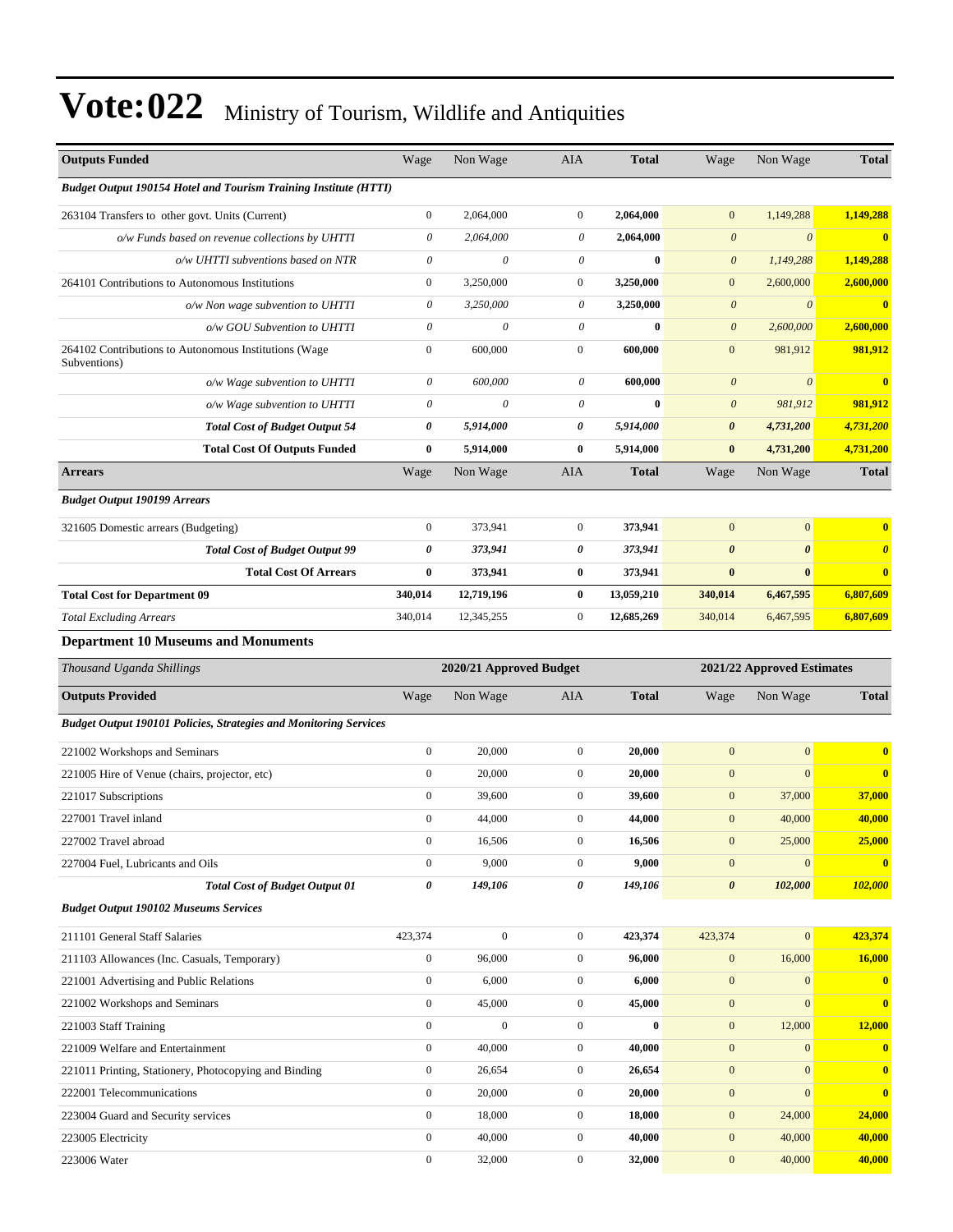# Vote:022 Ministry of Tourism, Wildlife and Antiquities

| Outputs Funded | Wage | Non Wage | AIA | Total | Wage | Non Wage | Total |
|---|---|---|---|---|---|---|---|
| ***Budget Output 190154 Hotel and Tourism Training Institute (HTTI)*** | | | | | | | |
| 263104 Transfers to other govt. Units (Current) | 0 | 2,064,000 | 0 | **2,064,000** | 0 | 1,149,288 | **1,149,288** |
| *o/w Funds based on revenue collections by UHTTI* | *0* | *2,064,000* | *0* | **2,064,000** | *0* | *0* | **0** |
| *o/w UHTTI subventions based on NTR* | *0* | *0* | *0* | **0** | *0* | *1,149,288* | **1,149,288** |
| 264101 Contributions to Autonomous Institutions | 0 | 3,250,000 | 0 | **3,250,000** | 0 | 2,600,000 | **2,600,000** |
| *o/w Non wage subvention to UHTTI* | *0* | *3,250,000* | *0* | **3,250,000** | *0* | *0* | **0** |
| *o/w GOU Subvention to UHTTI* | *0* | *0* | *0* | **0** | *0* | *2,600,000* | **2,600,000** |
| 264102 Contributions to Autonomous Institutions (Wage Subventions) | 0 | 600,000 | 0 | **600,000** | 0 | 981,912 | **981,912** |
| *o/w Wage subvention to UHTTI* | *0* | *600,000* | *0* | **600,000** | *0* | *0* | **0** |
| *o/w Wage subvention to UHTTI* | *0* | *0* | *0* | **0** | *0* | *981,912* | **981,912** |
| ***Total Cost of Budget Output 54*** | ***0*** | ***5,914,000*** | ***0*** | ***5,914,000*** | ***0*** | ***4,731,200*** | ***4,731,200*** |
| **Total Cost Of Outputs Funded** | **0** | **5,914,000** | **0** | **5,914,000** | **0** | **4,731,200** | **4,731,200** |
| **Arrears** | Wage | Non Wage | AIA | **Total** | Wage | Non Wage | **Total** |
| ***Budget Output 190199 Arrears*** | | | | | | | |
| 321605 Domestic arrears (Budgeting) | 0 | 373,941 | 0 | **373,941** | 0 | 0 | **0** |
| ***Total Cost of Budget Output 99*** | ***0*** | ***373,941*** | ***0*** | ***373,941*** | ***0*** | ***0*** | ***0*** |
| **Total Cost Of Arrears** | **0** | **373,941** | **0** | **373,941** | **0** | **0** | **0** |
| **Total Cost for Department 09** | **340,014** | **12,719,196** | **0** | **13,059,210** | **340,014** | **6,467,595** | **6,807,609** |
| *Total Excluding Arrears* | 340,014 | 12,345,255 | 0 | **12,685,269** | 340,014 | 6,467,595 | **6,807,609** |

### Department 10 Museums and Monuments

| *Thousand Uganda Shillings* | 2020/21 Approved Budget | | | | 2021/22 Approved Estimates | | |
|---|---|---|---|---|---|---|---|
| **Outputs Provided** | Wage | Non Wage | AIA | **Total** | Wage | Non Wage | **Total** |
| ***Budget Output 190101 Policies, Strategies and Monitoring Services*** | | | | | | | |
| 221002 Workshops and Seminars | 0 | 20,000 | 0 | **20,000** | 0 | 0 | **0** |
| 221005 Hire of Venue (chairs, projector, etc) | 0 | 20,000 | 0 | **20,000** | 0 | 0 | **0** |
| 221017 Subscriptions | 0 | 39,600 | 0 | **39,600** | 0 | 37,000 | **37,000** |
| 227001 Travel inland | 0 | 44,000 | 0 | **44,000** | 0 | 40,000 | **40,000** |
| 227002 Travel abroad | 0 | 16,506 | 0 | **16,506** | 0 | 25,000 | **25,000** |
| 227004 Fuel, Lubricants and Oils | 0 | 9,000 | 0 | **9,000** | 0 | 0 | **0** |
| ***Total Cost of Budget Output 01*** | ***0*** | ***149,106*** | ***0*** | ***149,106*** | ***0*** | ***102,000*** | ***102,000*** |
| ***Budget Output 190102 Museums Services*** | | | | | | | |
| 211101 General Staff Salaries | 423,374 | 0 | 0 | **423,374** | 423,374 | 0 | **423,374** |
| 211103 Allowances (Inc. Casuals, Temporary) | 0 | 96,000 | 0 | **96,000** | 0 | 16,000 | **16,000** |
| 221001 Advertising and Public Relations | 0 | 6,000 | 0 | **6,000** | 0 | 0 | **0** |
| 221002 Workshops and Seminars | 0 | 45,000 | 0 | **45,000** | 0 | 0 | **0** |
| 221003 Staff Training | 0 | 0 | 0 | **0** | 0 | 12,000 | **12,000** |
| 221009 Welfare and Entertainment | 0 | 40,000 | 0 | **40,000** | 0 | 0 | **0** |
| 221011 Printing, Stationery, Photocopying and Binding | 0 | 26,654 | 0 | **26,654** | 0 | 0 | **0** |
| 222001 Telecommunications | 0 | 20,000 | 0 | **20,000** | 0 | 0 | **0** |
| 223004 Guard and Security services | 0 | 18,000 | 0 | **18,000** | 0 | 24,000 | **24,000** |
| 223005 Electricity | 0 | 40,000 | 0 | **40,000** | 0 | 40,000 | **40,000** |
| 223006 Water | 0 | 32,000 | 0 | **32,000** | 0 | 40,000 | **40,000** |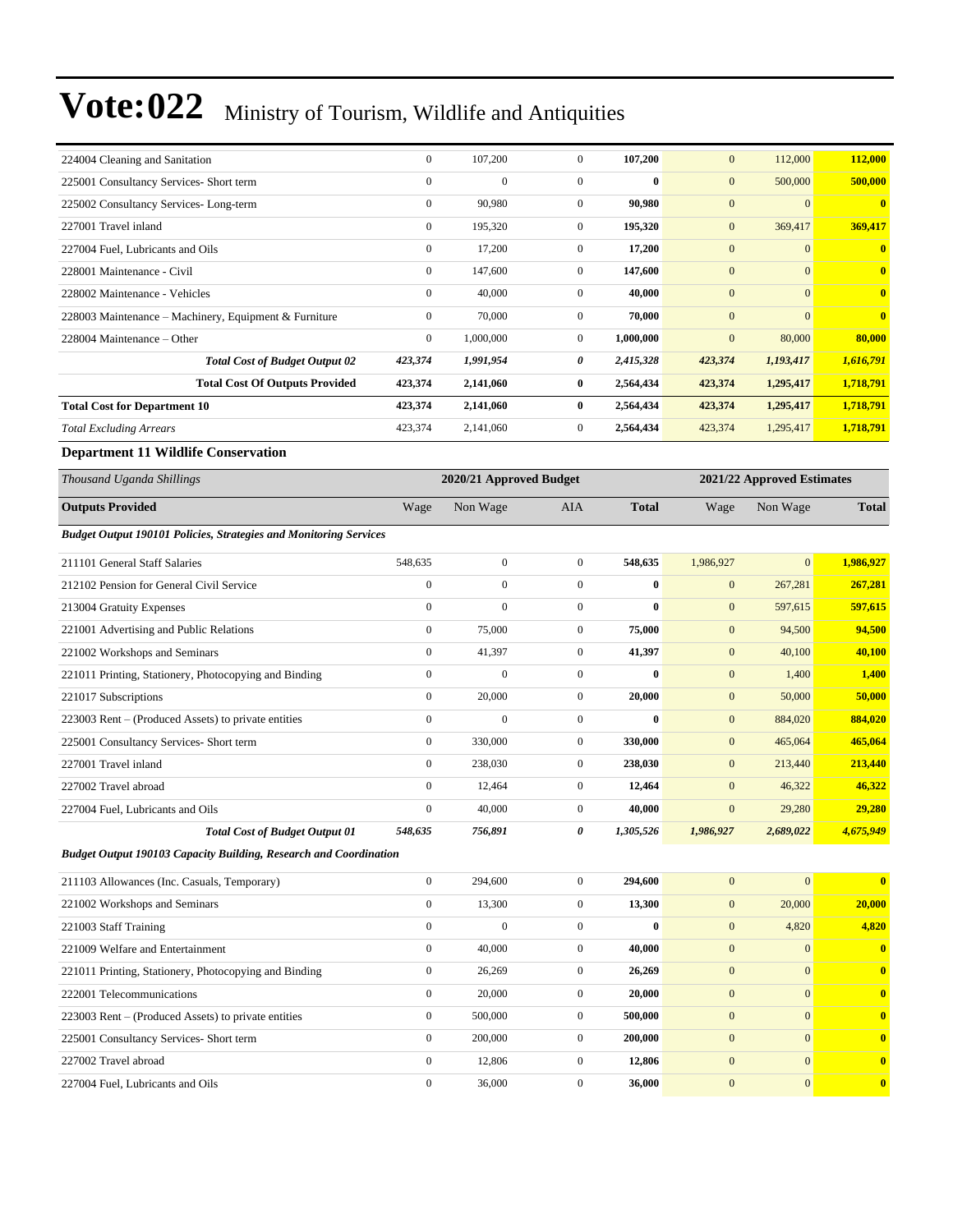# Vote:022 Ministry of Tourism, Wildlife and Antiquities

| | | | | | | | |
|---|---|---|---|---|---|---|---|
| 224004 Cleaning and Sanitation | 0 | 107,200 | 0 | **107,200** | 0 | 112,000 | **112,000** |
| 225001 Consultancy Services- Short term | 0 | 0 | 0 | **0** | 0 | 500,000 | **500,000** |
| 225002 Consultancy Services- Long-term | 0 | 90,980 | 0 | **90,980** | 0 | 0 | **0** |
| 227001 Travel inland | 0 | 195,320 | 0 | **195,320** | 0 | 369,417 | **369,417** |
| 227004 Fuel, Lubricants and Oils | 0 | 17,200 | 0 | **17,200** | 0 | 0 | **0** |
| 228001 Maintenance - Civil | 0 | 147,600 | 0 | **147,600** | 0 | 0 | **0** |
| 228002 Maintenance - Vehicles | 0 | 40,000 | 0 | **40,000** | 0 | 0 | **0** |
| 228003 Maintenance – Machinery, Equipment & Furniture | 0 | 70,000 | 0 | **70,000** | 0 | 0 | **0** |
| 228004 Maintenance – Other | 0 | 1,000,000 | 0 | **1,000,000** | 0 | 80,000 | **80,000** |
| ***Total Cost of Budget Output 02*** | ***423,374*** | ***1,991,954*** | ***0*** | ***2,415,328*** | ***423,374*** | ***1,193,417*** | ***1,616,791*** |
| **Total Cost Of Outputs Provided** | **423,374** | **2,141,060** | **0** | **2,564,434** | **423,374** | **1,295,417** | **1,718,791** |
| **Total Cost for Department 10** | **423,374** | **2,141,060** | **0** | **2,564,434** | **423,374** | **1,295,417** | **1,718,791** |
| *Total Excluding Arrears* | 423,374 | 2,141,060 | 0 | **2,564,434** | 423,374 | 1,295,417 | **1,718,791** |

### Department 11 Wildlife Conservation

| *Thousand Uganda Shillings* | 2020/21 Approved Budget | | | | 2021/22 Approved Estimates | | |
|---|---|---|---|---|---|---|---|
| **Outputs Provided** | Wage | Non Wage | AIA | **Total** | Wage | Non Wage | **Total** |
| ***Budget Output 190101 Policies, Strategies and Monitoring Services*** | | | | | | | |
| 211101 General Staff Salaries | 548,635 | 0 | 0 | **548,635** | 1,986,927 | 0 | **1,986,927** |
| 212102 Pension for General Civil Service | 0 | 0 | 0 | **0** | 0 | 267,281 | **267,281** |
| 213004 Gratuity Expenses | 0 | 0 | 0 | **0** | 0 | 597,615 | **597,615** |
| 221001 Advertising and Public Relations | 0 | 75,000 | 0 | **75,000** | 0 | 94,500 | **94,500** |
| 221002 Workshops and Seminars | 0 | 41,397 | 0 | **41,397** | 0 | 40,100 | **40,100** |
| 221011 Printing, Stationery, Photocopying and Binding | 0 | 0 | 0 | **0** | 0 | 1,400 | **1,400** |
| 221017 Subscriptions | 0 | 20,000 | 0 | **20,000** | 0 | 50,000 | **50,000** |
| 223003 Rent – (Produced Assets) to private entities | 0 | 0 | 0 | **0** | 0 | 884,020 | **884,020** |
| 225001 Consultancy Services- Short term | 0 | 330,000 | 0 | **330,000** | 0 | 465,064 | **465,064** |
| 227001 Travel inland | 0 | 238,030 | 0 | **238,030** | 0 | 213,440 | **213,440** |
| 227002 Travel abroad | 0 | 12,464 | 0 | **12,464** | 0 | 46,322 | **46,322** |
| 227004 Fuel, Lubricants and Oils | 0 | 40,000 | 0 | **40,000** | 0 | 29,280 | **29,280** |
| ***Total Cost of Budget Output 01*** | ***548,635*** | ***756,891*** | ***0*** | ***1,305,526*** | ***1,986,927*** | ***2,689,022*** | ***4,675,949*** |
| ***Budget Output 190103 Capacity Building, Research and Coordination*** | | | | | | | |
| 211103 Allowances (Inc. Casuals, Temporary) | 0 | 294,600 | 0 | **294,600** | 0 | 0 | **0** |
| 221002 Workshops and Seminars | 0 | 13,300 | 0 | **13,300** | 0 | 20,000 | **20,000** |
| 221003 Staff Training | 0 | 0 | 0 | **0** | 0 | 4,820 | **4,820** |
| 221009 Welfare and Entertainment | 0 | 40,000 | 0 | **40,000** | 0 | 0 | **0** |
| 221011 Printing, Stationery, Photocopying and Binding | 0 | 26,269 | 0 | **26,269** | 0 | 0 | **0** |
| 222001 Telecommunications | 0 | 20,000 | 0 | **20,000** | 0 | 0 | **0** |
| 223003 Rent – (Produced Assets) to private entities | 0 | 500,000 | 0 | **500,000** | 0 | 0 | **0** |
| 225001 Consultancy Services- Short term | 0 | 200,000 | 0 | **200,000** | 0 | 0 | **0** |
| 227002 Travel abroad | 0 | 12,806 | 0 | **12,806** | 0 | 0 | **0** |
| 227004 Fuel, Lubricants and Oils | 0 | 36,000 | 0 | **36,000** | 0 | 0 | **0** |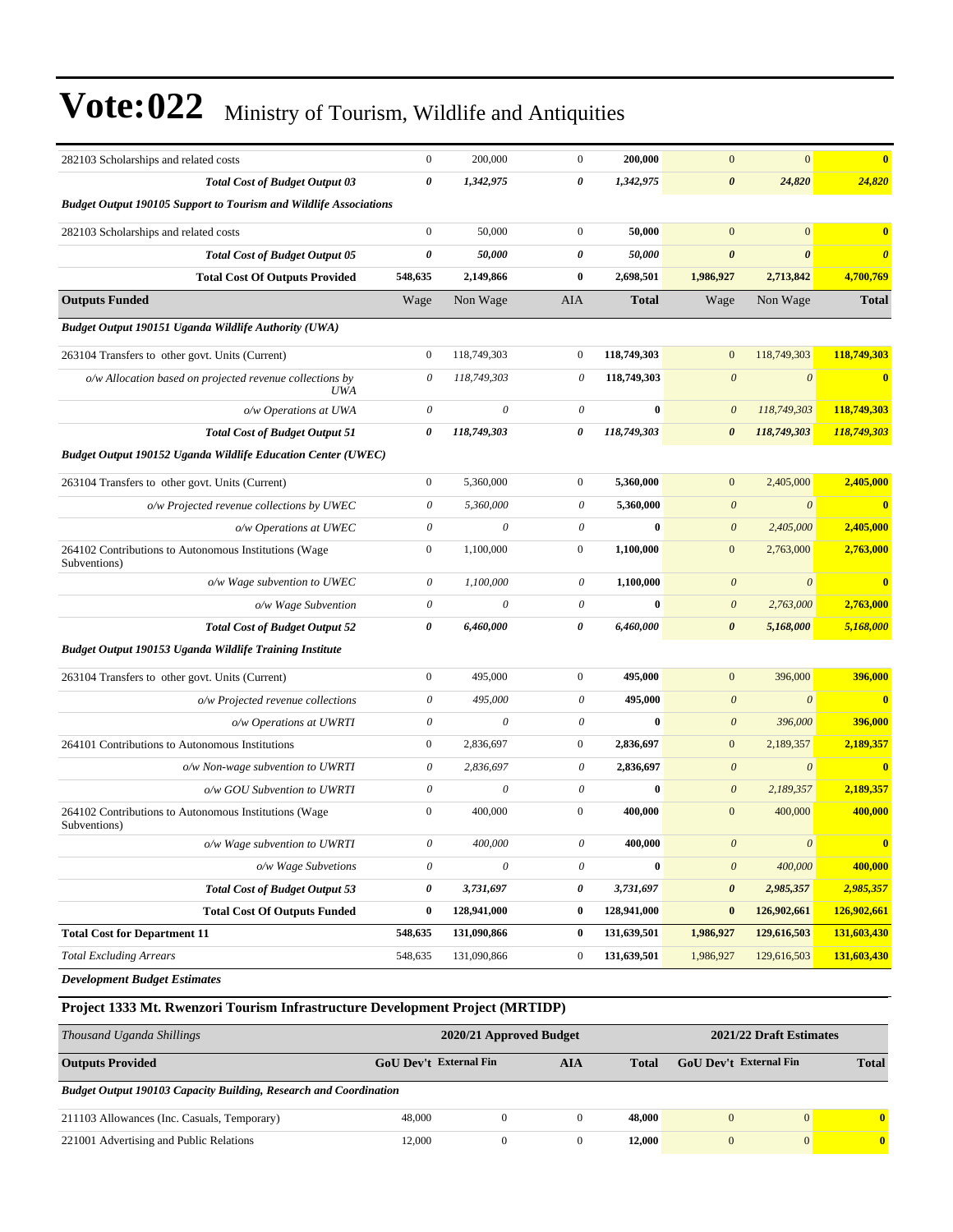# Vote:022 Ministry of Tourism, Wildlife and Antiquities

| | | | | | | | |
|---|---|---|---|---|---|---|---|
| 282103 Scholarships and related costs | 0 | 200,000 | 0 | **200,000** | 0 | 0 | **0** |
| ***Total Cost of Budget Output 03*** | ***0*** | ***1,342,975*** | ***0*** | ***1,342,975*** | ***0*** | ***24,820*** | ***24,820*** |
| ***Budget Output 190105 Support to Tourism and Wildlife Associations*** | | | | | | | |
| 282103 Scholarships and related costs | 0 | 50,000 | 0 | **50,000** | 0 | 0 | **0** |
| ***Total Cost of Budget Output 05*** | ***0*** | ***50,000*** | ***0*** | ***50,000*** | ***0*** | ***0*** | ***0*** |
| **Total Cost Of Outputs Provided** | **548,635** | **2,149,866** | **0** | **2,698,501** | **1,986,927** | **2,713,842** | **4,700,769** |
| **Outputs Funded** | Wage | Non Wage | AIA | **Total** | Wage | Non Wage | **Total** |
| ***Budget Output 190151 Uganda Wildlife Authority (UWA)*** | | | | | | | |
| 263104 Transfers to other govt. Units (Current) | 0 | 118,749,303 | 0 | **118,749,303** | 0 | 118,749,303 | **118,749,303** |
| *o/w Allocation based on projected revenue collections by UWA* | *0* | *118,749,303* | *0* | **118,749,303** | *0* | *0* | **0** |
| *o/w Operations at UWA* | *0* | *0* | *0* | **0** | *0* | *118,749,303* | **118,749,303** |
| ***Total Cost of Budget Output 51*** | ***0*** | ***118,749,303*** | ***0*** | ***118,749,303*** | ***0*** | ***118,749,303*** | ***118,749,303*** |
| ***Budget Output 190152 Uganda Wildlife Education Center (UWEC)*** | | | | | | | |
| 263104 Transfers to other govt. Units (Current) | 0 | 5,360,000 | 0 | **5,360,000** | 0 | 2,405,000 | **2,405,000** |
| *o/w Projected revenue collections by UWEC* | *0* | *5,360,000* | *0* | **5,360,000** | *0* | *0* | **0** |
| *o/w Operations at UWEC* | *0* | *0* | *0* | **0** | *0* | *2,405,000* | **2,405,000** |
| 264102 Contributions to Autonomous Institutions (Wage Subventions) | 0 | 1,100,000 | 0 | **1,100,000** | 0 | 2,763,000 | **2,763,000** |
| *o/w Wage subvention to UWEC* | *0* | *1,100,000* | *0* | **1,100,000** | *0* | *0* | **0** |
| *o/w Wage Subvention* | *0* | *0* | *0* | **0** | *0* | *2,763,000* | **2,763,000** |
| ***Total Cost of Budget Output 52*** | ***0*** | ***6,460,000*** | ***0*** | ***6,460,000*** | ***0*** | ***5,168,000*** | ***5,168,000*** |
| ***Budget Output 190153 Uganda Wildlife Training Institute*** | | | | | | | |
| 263104 Transfers to other govt. Units (Current) | 0 | 495,000 | 0 | **495,000** | 0 | 396,000 | **396,000** |
| *o/w Projected revenue collections* | *0* | *495,000* | *0* | **495,000** | *0* | *0* | **0** |
| *o/w Operations at UWRTI* | *0* | *0* | *0* | **0** | *0* | *396,000* | **396,000** |
| 264101 Contributions to Autonomous Institutions | 0 | 2,836,697 | 0 | **2,836,697** | 0 | 2,189,357 | **2,189,357** |
| *o/w Non-wage subvention to UWRTI* | *0* | *2,836,697* | *0* | **2,836,697** | *0* | *0* | **0** |
| *o/w GOU Subvention to UWRTI* | *0* | *0* | *0* | **0** | *0* | *2,189,357* | **2,189,357** |
| 264102 Contributions to Autonomous Institutions (Wage Subventions) | 0 | 400,000 | 0 | **400,000** | 0 | 400,000 | **400,000** |
| *o/w Wage subvention to UWRTI* | *0* | *400,000* | *0* | **400,000** | *0* | *0* | **0** |
| *o/w Wage Subvetions* | *0* | *0* | *0* | **0** | *0* | *400,000* | **400,000** |
| ***Total Cost of Budget Output 53*** | ***0*** | ***3,731,697*** | ***0*** | ***3,731,697*** | ***0*** | ***2,985,357*** | ***2,985,357*** |
| **Total Cost Of Outputs Funded** | **0** | **128,941,000** | **0** | **128,941,000** | **0** | **126,902,661** | **126,902,661** |
| **Total Cost for Department 11** | **548,635** | **131,090,866** | **0** | **131,639,501** | **1,986,927** | **129,616,503** | **131,603,430** |
| *Total Excluding Arrears* | 548,635 | 131,090,866 | 0 | **131,639,501** | 1,986,927 | 129,616,503 | **131,603,430** |

***Development Budget Estimates***

**Project 1333 Mt. Rwenzori Tourism Infrastructure Development Project (MRTIDP)**

| *Thousand Uganda Shillings* | 2020/21 Approved Budget | | | | 2021/22 Draft Estimates | | |
|---|---|---|---|---|---|---|---|
| **Outputs Provided** | **GoU Dev't** | **External Fin** | **AIA** | **Total** | **GoU Dev't** | **External Fin** | **Total** |
| ***Budget Output 190103 Capacity Building, Research and Coordination*** | | | | | | | |
| 211103 Allowances (Inc. Casuals, Temporary) | 48,000 | 0 | 0 | **48,000** | 0 | 0 | **0** |
| 221001 Advertising and Public Relations | 12,000 | 0 | 0 | **12,000** | 0 | 0 | **0** |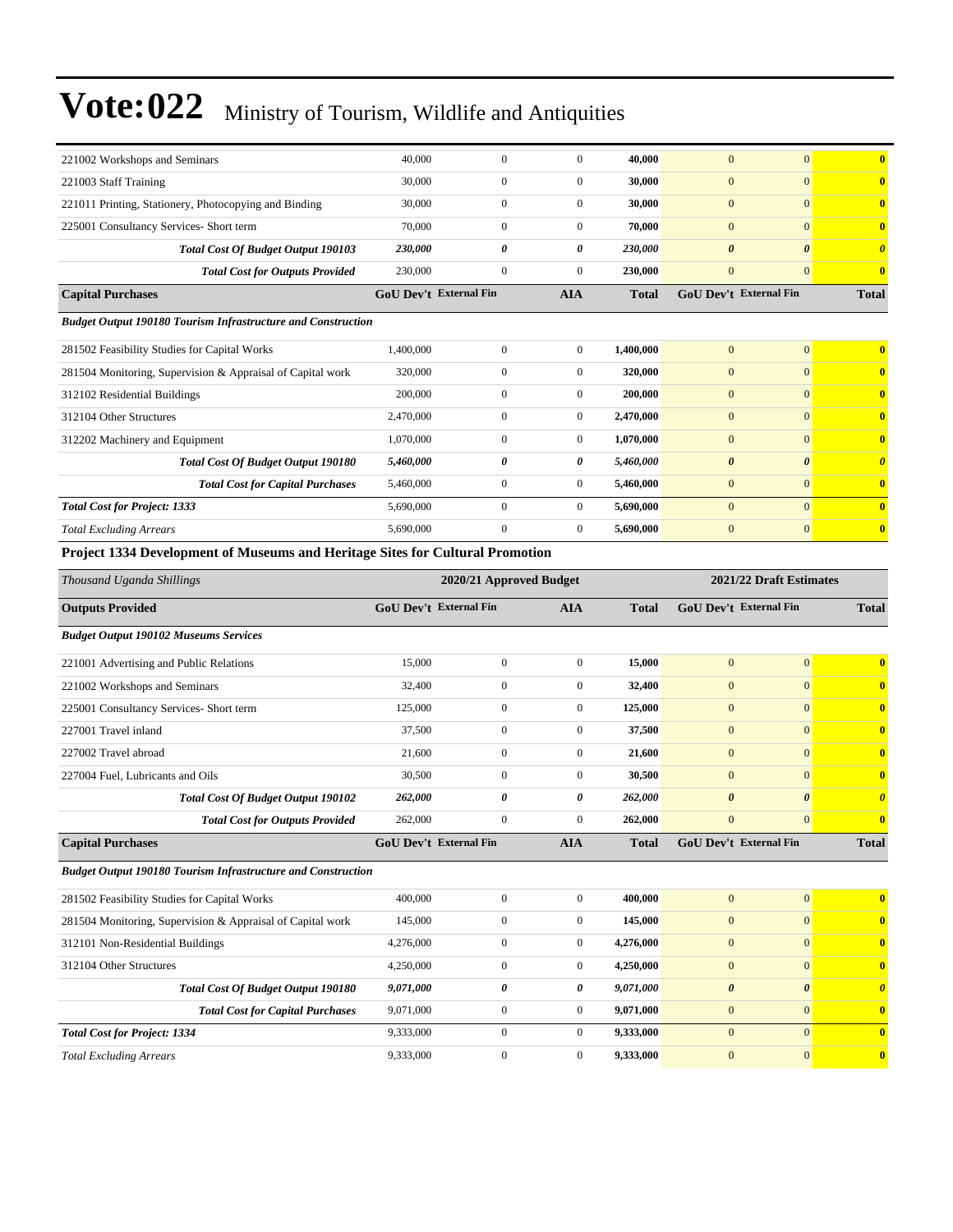# Vote:022 Ministry of Tourism, Wildlife and Antiquities

| | | | | | | | |
|---|---|---|---|---|---|---|---|
| 221002 Workshops and Seminars | 40,000 | 0 | 0 | **40,000** | 0 | 0 | **0** |
| 221003 Staff Training | 30,000 | 0 | 0 | **30,000** | 0 | 0 | **0** |
| 221011 Printing, Stationery, Photocopying and Binding | 30,000 | 0 | 0 | **30,000** | 0 | 0 | **0** |
| 225001 Consultancy Services- Short term | 70,000 | 0 | 0 | **70,000** | 0 | 0 | **0** |
| ***Total Cost Of Budget Output 190103*** | ***230,000*** | ***0*** | ***0*** | ***230,000*** | ***0*** | ***0*** | ***0*** |
| ***Total Cost for Outputs Provided*** | 230,000 | 0 | 0 | **230,000** | 0 | 0 | **0** |
| **Capital Purchases** | **GoU Dev't** | **External Fin** | **AIA** | **Total** | **GoU Dev't** | **External Fin** | **Total** |
| ***Budget Output 190180 Tourism Infrastructure and Construction*** | | | | | | | |
| 281502 Feasibility Studies for Capital Works | 1,400,000 | 0 | 0 | **1,400,000** | 0 | 0 | **0** |
| 281504 Monitoring, Supervision & Appraisal of Capital work | 320,000 | 0 | 0 | **320,000** | 0 | 0 | **0** |
| 312102 Residential Buildings | 200,000 | 0 | 0 | **200,000** | 0 | 0 | **0** |
| 312104 Other Structures | 2,470,000 | 0 | 0 | **2,470,000** | 0 | 0 | **0** |
| 312202 Machinery and Equipment | 1,070,000 | 0 | 0 | **1,070,000** | 0 | 0 | **0** |
| ***Total Cost Of Budget Output 190180*** | ***5,460,000*** | ***0*** | ***0*** | ***5,460,000*** | ***0*** | ***0*** | ***0*** |
| ***Total Cost for Capital Purchases*** | 5,460,000 | 0 | 0 | **5,460,000** | 0 | 0 | **0** |
| ***Total Cost for Project: 1333*** | 5,690,000 | 0 | 0 | **5,690,000** | 0 | 0 | **0** |
| *Total Excluding Arrears* | 5,690,000 | 0 | 0 | **5,690,000** | 0 | 0 | **0** |

**Project 1334 Development of Museums and Heritage Sites for Cultural Promotion**

| *Thousand Uganda Shillings* | 2020/21 Approved Budget | | | | 2021/22 Draft Estimates | | |
|---|---|---|---|---|---|---|---|
| **Outputs Provided** | **GoU Dev't** | **External Fin** | **AIA** | **Total** | **GoU Dev't** | **External Fin** | **Total** |
| ***Budget Output 190102 Museums Services*** | | | | | | | |
| 221001 Advertising and Public Relations | 15,000 | 0 | 0 | **15,000** | 0 | 0 | **0** |
| 221002 Workshops and Seminars | 32,400 | 0 | 0 | **32,400** | 0 | 0 | **0** |
| 225001 Consultancy Services- Short term | 125,000 | 0 | 0 | **125,000** | 0 | 0 | **0** |
| 227001 Travel inland | 37,500 | 0 | 0 | **37,500** | 0 | 0 | **0** |
| 227002 Travel abroad | 21,600 | 0 | 0 | **21,600** | 0 | 0 | **0** |
| 227004 Fuel, Lubricants and Oils | 30,500 | 0 | 0 | **30,500** | 0 | 0 | **0** |
| ***Total Cost Of Budget Output 190102*** | ***262,000*** | ***0*** | ***0*** | ***262,000*** | ***0*** | ***0*** | ***0*** |
| ***Total Cost for Outputs Provided*** | 262,000 | 0 | 0 | **262,000** | 0 | 0 | **0** |
| **Capital Purchases** | **GoU Dev't** | **External Fin** | **AIA** | **Total** | **GoU Dev't** | **External Fin** | **Total** |
| ***Budget Output 190180 Tourism Infrastructure and Construction*** | | | | | | | |
| 281502 Feasibility Studies for Capital Works | 400,000 | 0 | 0 | **400,000** | 0 | 0 | **0** |
| 281504 Monitoring, Supervision & Appraisal of Capital work | 145,000 | 0 | 0 | **145,000** | 0 | 0 | **0** |
| 312101 Non-Residential Buildings | 4,276,000 | 0 | 0 | **4,276,000** | 0 | 0 | **0** |
| 312104 Other Structures | 4,250,000 | 0 | 0 | **4,250,000** | 0 | 0 | **0** |
| ***Total Cost Of Budget Output 190180*** | ***9,071,000*** | ***0*** | ***0*** | ***9,071,000*** | ***0*** | ***0*** | ***0*** |
| ***Total Cost for Capital Purchases*** | 9,071,000 | 0 | 0 | **9,071,000** | 0 | 0 | **0** |
| ***Total Cost for Project: 1334*** | 9,333,000 | 0 | 0 | **9,333,000** | 0 | 0 | **0** |
| *Total Excluding Arrears* | 9,333,000 | 0 | 0 | **9,333,000** | 0 | 0 | **0** |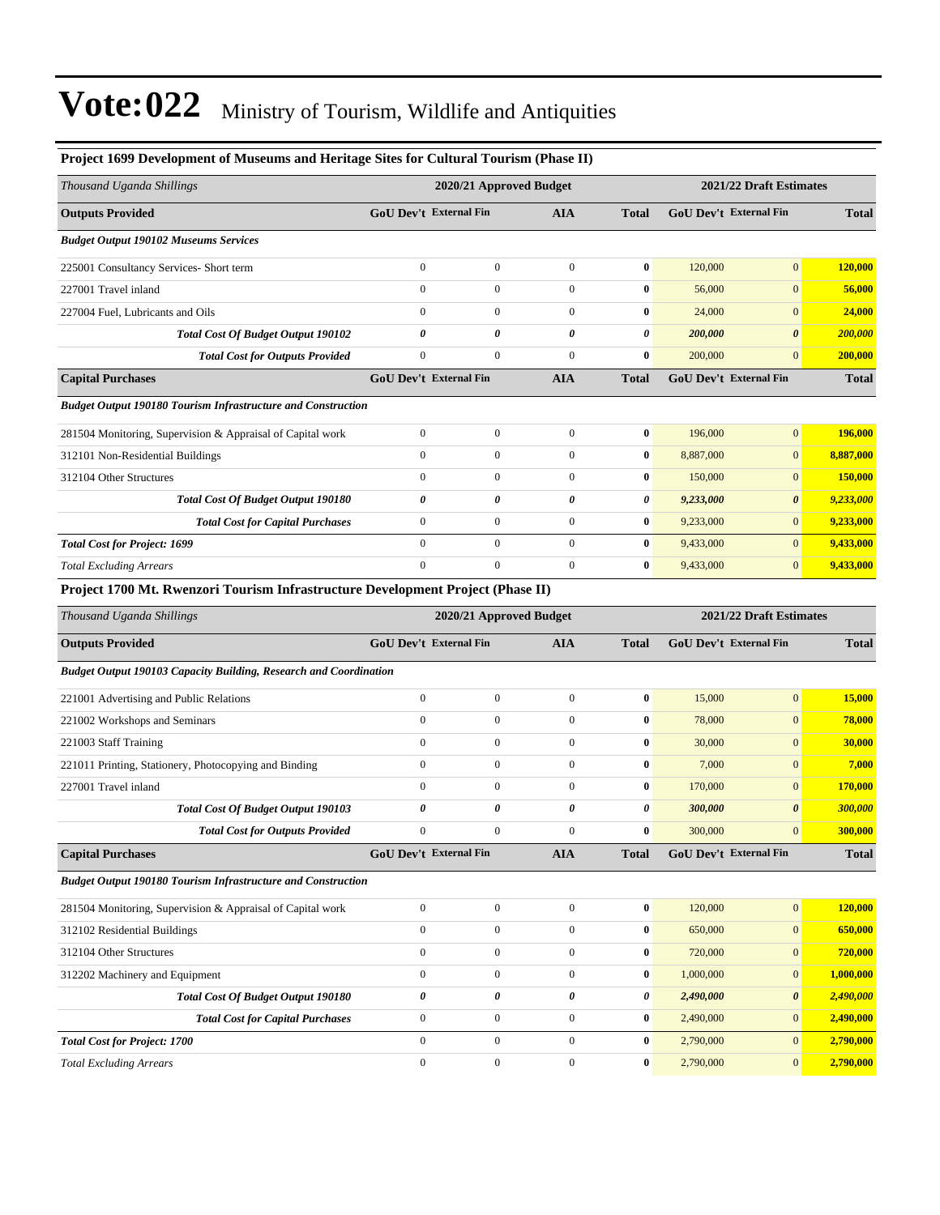# Vote:022 Ministry of Tourism, Wildlife and Antiquities

### Project 1699 Development of Museums and Heritage Sites for Cultural Tourism (Phase II)

| *Thousand Uganda Shillings* | 2020/21 Approved Budget | | | | 2021/22 Draft Estimates | | |
|---|---|---|---|---|---|---|---|
| **Outputs Provided** | **GoU Dev't** | **External Fin** | **AIA** | **Total** | **GoU Dev't** | **External Fin** | **Total** |
| ***Budget Output 190102 Museums Services*** | | | | | | | |
| 225001 Consultancy Services- Short term | 0 | 0 | 0 | **0** | 120,000 | 0 | **120,000** |
| 227001 Travel inland | 0 | 0 | 0 | **0** | 56,000 | 0 | **56,000** |
| 227004 Fuel, Lubricants and Oils | 0 | 0 | 0 | **0** | 24,000 | 0 | **24,000** |
| ***Total Cost Of Budget Output 190102*** | ***0*** | ***0*** | ***0*** | ***0*** | ***200,000*** | ***0*** | ***200,000*** |
| ***Total Cost for Outputs Provided*** | 0 | 0 | 0 | **0** | 200,000 | 0 | **200,000** |
| **Capital Purchases** | **GoU Dev't** | **External Fin** | **AIA** | **Total** | **GoU Dev't** | **External Fin** | **Total** |
| ***Budget Output 190180 Tourism Infrastructure and Construction*** | | | | | | | |
| 281504 Monitoring, Supervision & Appraisal of Capital work | 0 | 0 | 0 | **0** | 196,000 | 0 | **196,000** |
| 312101 Non-Residential Buildings | 0 | 0 | 0 | **0** | 8,887,000 | 0 | **8,887,000** |
| 312104 Other Structures | 0 | 0 | 0 | **0** | 150,000 | 0 | **150,000** |
| ***Total Cost Of Budget Output 190180*** | ***0*** | ***0*** | ***0*** | ***0*** | ***9,233,000*** | ***0*** | ***9,233,000*** |
| ***Total Cost for Capital Purchases*** | 0 | 0 | 0 | **0** | 9,233,000 | 0 | **9,233,000** |
| ***Total Cost for Project: 1699*** | 0 | 0 | 0 | **0** | 9,433,000 | 0 | **9,433,000** |
| *Total Excluding Arrears* | 0 | 0 | 0 | **0** | 9,433,000 | 0 | **9,433,000** |

### Project 1700 Mt. Rwenzori Tourism Infrastructure Development Project (Phase II)

| *Thousand Uganda Shillings* | 2020/21 Approved Budget | | | | 2021/22 Draft Estimates | | |
|---|---|---|---|---|---|---|---|
| **Outputs Provided** | **GoU Dev't** | **External Fin** | **AIA** | **Total** | **GoU Dev't** | **External Fin** | **Total** |
| ***Budget Output 190103 Capacity Building, Research and Coordination*** | | | | | | | |
| 221001 Advertising and Public Relations | 0 | 0 | 0 | **0** | 15,000 | 0 | **15,000** |
| 221002 Workshops and Seminars | 0 | 0 | 0 | **0** | 78,000 | 0 | **78,000** |
| 221003 Staff Training | 0 | 0 | 0 | **0** | 30,000 | 0 | **30,000** |
| 221011 Printing, Stationery, Photocopying and Binding | 0 | 0 | 0 | **0** | 7,000 | 0 | **7,000** |
| 227001 Travel inland | 0 | 0 | 0 | **0** | 170,000 | 0 | **170,000** |
| ***Total Cost Of Budget Output 190103*** | ***0*** | ***0*** | ***0*** | ***0*** | ***300,000*** | ***0*** | ***300,000*** |
| ***Total Cost for Outputs Provided*** | 0 | 0 | 0 | **0** | 300,000 | 0 | **300,000** |
| **Capital Purchases** | **GoU Dev't** | **External Fin** | **AIA** | **Total** | **GoU Dev't** | **External Fin** | **Total** |
| ***Budget Output 190180 Tourism Infrastructure and Construction*** | | | | | | | |
| 281504 Monitoring, Supervision & Appraisal of Capital work | 0 | 0 | 0 | **0** | 120,000 | 0 | **120,000** |
| 312102 Residential Buildings | 0 | 0 | 0 | **0** | 650,000 | 0 | **650,000** |
| 312104 Other Structures | 0 | 0 | 0 | **0** | 720,000 | 0 | **720,000** |
| 312202 Machinery and Equipment | 0 | 0 | 0 | **0** | 1,000,000 | 0 | **1,000,000** |
| ***Total Cost Of Budget Output 190180*** | ***0*** | ***0*** | ***0*** | ***0*** | ***2,490,000*** | ***0*** | ***2,490,000*** |
| ***Total Cost for Capital Purchases*** | 0 | 0 | 0 | **0** | 2,490,000 | 0 | **2,490,000** |
| ***Total Cost for Project: 1700*** | 0 | 0 | 0 | **0** | 2,790,000 | 0 | **2,790,000** |
| *Total Excluding Arrears* | 0 | 0 | 0 | **0** | 2,790,000 | 0 | **2,790,000** |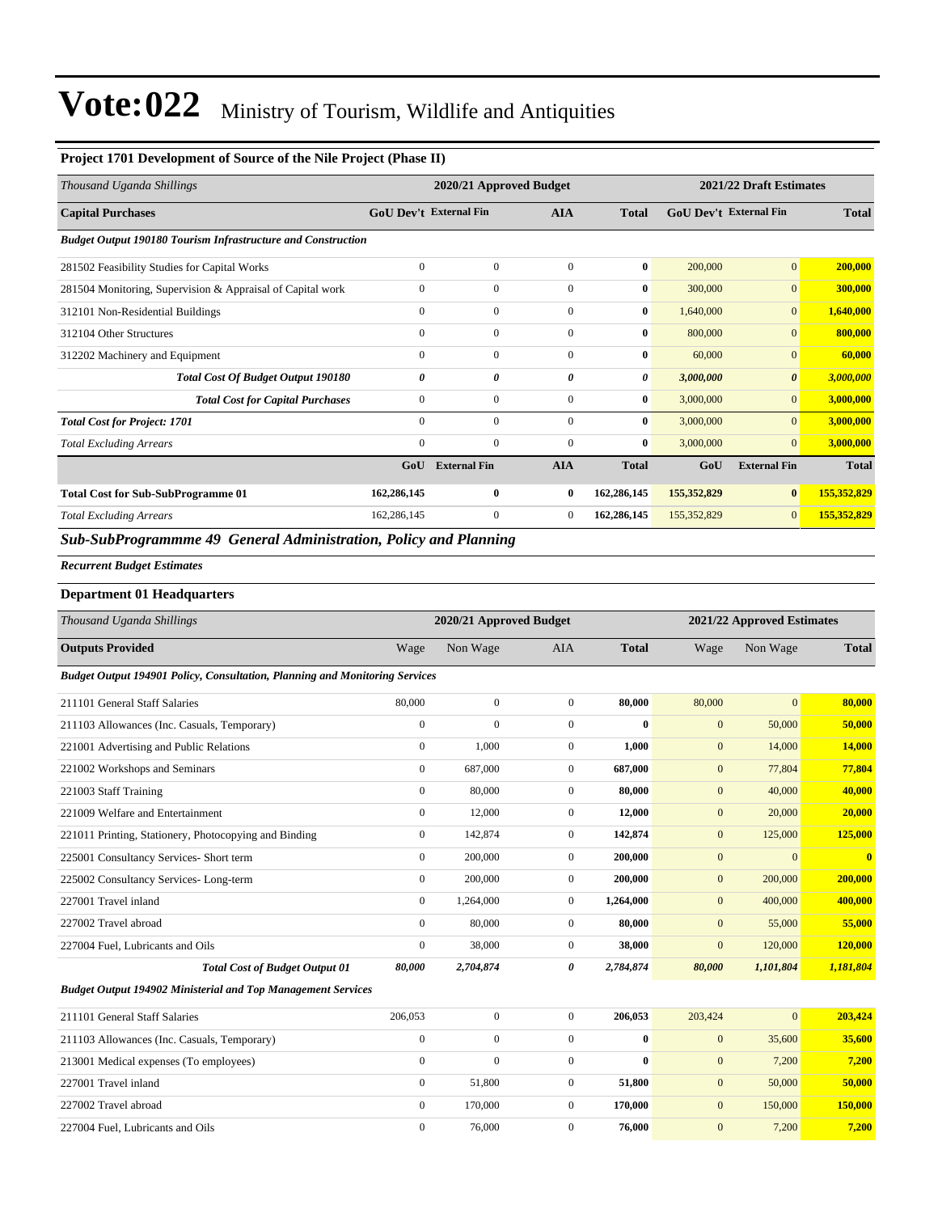# Vote:022 Ministry of Tourism, Wildlife and Antiquities

### Project 1701 Development of Source of the Nile Project (Phase II)

| Thousand Uganda Shillings | 2020/21 Approved Budget | | | | 2021/22 Draft Estimates | | |
|---|---|---|---|---|---|---|---|
| **Capital Purchases** | **GoU Dev't** | **External Fin** | **AIA** | **Total** | **GoU Dev't** | **External Fin** | **Total** |
| ***Budget Output 190180 Tourism Infrastructure and Construction*** | | | | | | | |
| 281502 Feasibility Studies for Capital Works | 0 | 0 | 0 | **0** | 200,000 | 0 | **200,000** |
| 281504 Monitoring, Supervision & Appraisal of Capital work | 0 | 0 | 0 | **0** | 300,000 | 0 | **300,000** |
| 312101 Non-Residential Buildings | 0 | 0 | 0 | **0** | 1,640,000 | 0 | **1,640,000** |
| 312104 Other Structures | 0 | 0 | 0 | **0** | 800,000 | 0 | **800,000** |
| 312202 Machinery and Equipment | 0 | 0 | 0 | **0** | 60,000 | 0 | **60,000** |
| ***Total Cost Of Budget Output 190180*** | ***0*** | ***0*** | ***0*** | ***0*** | ***3,000,000*** | ***0*** | ***3,000,000*** |
| ***Total Cost for Capital Purchases*** | 0 | 0 | 0 | **0** | 3,000,000 | 0 | **3,000,000** |
| ***Total Cost for Project: 1701*** | 0 | 0 | 0 | **0** | 3,000,000 | 0 | **3,000,000** |
| *Total Excluding Arrears* | 0 | 0 | 0 | **0** | 3,000,000 | 0 | **3,000,000** |
| | **GoU** | **External Fin** | **AIA** | **Total** | **GoU** | **External Fin** | **Total** |
| **Total Cost for Sub-SubProgramme 01** | **162,286,145** | **0** | **0** | **162,286,145** | **155,352,829** | **0** | **155,352,829** |
| *Total Excluding Arrears* | 162,286,145 | 0 | 0 | **162,286,145** | 155,352,829 | 0 | **155,352,829** |

## *Sub-SubProgrammme 49 General Administration, Policy and Planning*

***Recurrent Budget Estimates***

### Department 01 Headquarters

| Thousand Uganda Shillings | 2020/21 Approved Budget | | | | 2021/22 Approved Estimates | | |
|---|---|---|---|---|---|---|---|
| **Outputs Provided** | Wage | Non Wage | AIA | **Total** | Wage | Non Wage | **Total** |
| ***Budget Output 194901 Policy, Consultation, Planning and Monitoring Services*** | | | | | | | |
| 211101 General Staff Salaries | 80,000 | 0 | 0 | **80,000** | 80,000 | 0 | **80,000** |
| 211103 Allowances (Inc. Casuals, Temporary) | 0 | 0 | 0 | **0** | 0 | 50,000 | **50,000** |
| 221001 Advertising and Public Relations | 0 | 1,000 | 0 | **1,000** | 0 | 14,000 | **14,000** |
| 221002 Workshops and Seminars | 0 | 687,000 | 0 | **687,000** | 0 | 77,804 | **77,804** |
| 221003 Staff Training | 0 | 80,000 | 0 | **80,000** | 0 | 40,000 | **40,000** |
| 221009 Welfare and Entertainment | 0 | 12,000 | 0 | **12,000** | 0 | 20,000 | **20,000** |
| 221011 Printing, Stationery, Photocopying and Binding | 0 | 142,874 | 0 | **142,874** | 0 | 125,000 | **125,000** |
| 225001 Consultancy Services- Short term | 0 | 200,000 | 0 | **200,000** | 0 | 0 | **0** |
| 225002 Consultancy Services- Long-term | 0 | 200,000 | 0 | **200,000** | 0 | 200,000 | **200,000** |
| 227001 Travel inland | 0 | 1,264,000 | 0 | **1,264,000** | 0 | 400,000 | **400,000** |
| 227002 Travel abroad | 0 | 80,000 | 0 | **80,000** | 0 | 55,000 | **55,000** |
| 227004 Fuel, Lubricants and Oils | 0 | 38,000 | 0 | **38,000** | 0 | 120,000 | **120,000** |
| ***Total Cost of Budget Output 01*** | ***80,000*** | ***2,704,874*** | ***0*** | ***2,784,874*** | ***80,000*** | ***1,101,804*** | ***1,181,804*** |
| ***Budget Output 194902 Ministerial and Top Management Services*** | | | | | | | |
| 211101 General Staff Salaries | 206,053 | 0 | 0 | **206,053** | 203,424 | 0 | **203,424** |
| 211103 Allowances (Inc. Casuals, Temporary) | 0 | 0 | 0 | **0** | 0 | 35,600 | **35,600** |
| 213001 Medical expenses (To employees) | 0 | 0 | 0 | **0** | 0 | 7,200 | **7,200** |
| 227001 Travel inland | 0 | 51,800 | 0 | **51,800** | 0 | 50,000 | **50,000** |
| 227002 Travel abroad | 0 | 170,000 | 0 | **170,000** | 0 | 150,000 | **150,000** |
| 227004 Fuel, Lubricants and Oils | 0 | 76,000 | 0 | **76,000** | 0 | 7,200 | **7,200** |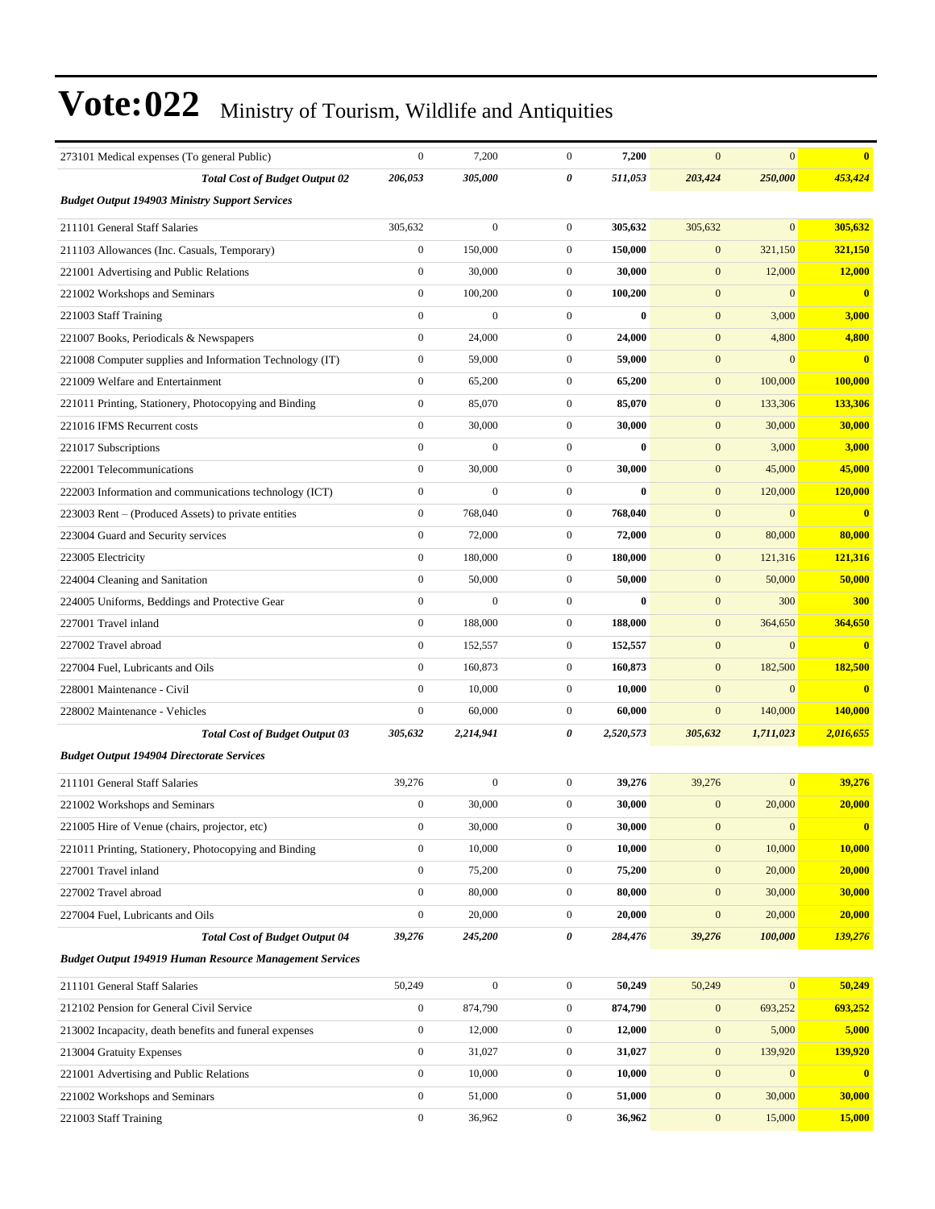# Vote:022 Ministry of Tourism, Wildlife and Antiquities

| | | | | | | | |
|---|---|---|---|---|---|---|---|
| 273101 Medical expenses (To general Public) | 0 | 7,200 | 0 | **7,200** | 0 | 0 | **0** |
| ***Total Cost of Budget Output 02*** | ***206,053*** | ***305,000*** | ***0*** | ***511,053*** | ***203,424*** | ***250,000*** | ***453,424*** |
| ***Budget Output 194903 Ministry Support Services*** | | | | | | | |
| 211101 General Staff Salaries | 305,632 | 0 | 0 | **305,632** | 305,632 | 0 | **305,632** |
| 211103 Allowances (Inc. Casuals, Temporary) | 0 | 150,000 | 0 | **150,000** | 0 | 321,150 | **321,150** |
| 221001 Advertising and Public Relations | 0 | 30,000 | 0 | **30,000** | 0 | 12,000 | **12,000** |
| 221002 Workshops and Seminars | 0 | 100,200 | 0 | **100,200** | 0 | 0 | **0** |
| 221003 Staff Training | 0 | 0 | 0 | **0** | 0 | 3,000 | **3,000** |
| 221007 Books, Periodicals & Newspapers | 0 | 24,000 | 0 | **24,000** | 0 | 4,800 | **4,800** |
| 221008 Computer supplies and Information Technology (IT) | 0 | 59,000 | 0 | **59,000** | 0 | 0 | **0** |
| 221009 Welfare and Entertainment | 0 | 65,200 | 0 | **65,200** | 0 | 100,000 | **100,000** |
| 221011 Printing, Stationery, Photocopying and Binding | 0 | 85,070 | 0 | **85,070** | 0 | 133,306 | **133,306** |
| 221016 IFMS Recurrent costs | 0 | 30,000 | 0 | **30,000** | 0 | 30,000 | **30,000** |
| 221017 Subscriptions | 0 | 0 | 0 | **0** | 0 | 3,000 | **3,000** |
| 222001 Telecommunications | 0 | 30,000 | 0 | **30,000** | 0 | 45,000 | **45,000** |
| 222003 Information and communications technology (ICT) | 0 | 0 | 0 | **0** | 0 | 120,000 | **120,000** |
| 223003 Rent – (Produced Assets) to private entities | 0 | 768,040 | 0 | **768,040** | 0 | 0 | **0** |
| 223004 Guard and Security services | 0 | 72,000 | 0 | **72,000** | 0 | 80,000 | **80,000** |
| 223005 Electricity | 0 | 180,000 | 0 | **180,000** | 0 | 121,316 | **121,316** |
| 224004 Cleaning and Sanitation | 0 | 50,000 | 0 | **50,000** | 0 | 50,000 | **50,000** |
| 224005 Uniforms, Beddings and Protective Gear | 0 | 0 | 0 | **0** | 0 | 300 | **300** |
| 227001 Travel inland | 0 | 188,000 | 0 | **188,000** | 0 | 364,650 | **364,650** |
| 227002 Travel abroad | 0 | 152,557 | 0 | **152,557** | 0 | 0 | **0** |
| 227004 Fuel, Lubricants and Oils | 0 | 160,873 | 0 | **160,873** | 0 | 182,500 | **182,500** |
| 228001 Maintenance - Civil | 0 | 10,000 | 0 | **10,000** | 0 | 0 | **0** |
| 228002 Maintenance - Vehicles | 0 | 60,000 | 0 | **60,000** | 0 | 140,000 | **140,000** |
| ***Total Cost of Budget Output 03*** | ***305,632*** | ***2,214,941*** | ***0*** | ***2,520,573*** | ***305,632*** | ***1,711,023*** | ***2,016,655*** |
| ***Budget Output 194904 Directorate Services*** | | | | | | | |
| 211101 General Staff Salaries | 39,276 | 0 | 0 | **39,276** | 39,276 | 0 | **39,276** |
| 221002 Workshops and Seminars | 0 | 30,000 | 0 | **30,000** | 0 | 20,000 | **20,000** |
| 221005 Hire of Venue (chairs, projector, etc) | 0 | 30,000 | 0 | **30,000** | 0 | 0 | **0** |
| 221011 Printing, Stationery, Photocopying and Binding | 0 | 10,000 | 0 | **10,000** | 0 | 10,000 | **10,000** |
| 227001 Travel inland | 0 | 75,200 | 0 | **75,200** | 0 | 20,000 | **20,000** |
| 227002 Travel abroad | 0 | 80,000 | 0 | **80,000** | 0 | 30,000 | **30,000** |
| 227004 Fuel, Lubricants and Oils | 0 | 20,000 | 0 | **20,000** | 0 | 20,000 | **20,000** |
| ***Total Cost of Budget Output 04*** | ***39,276*** | ***245,200*** | ***0*** | ***284,476*** | ***39,276*** | ***100,000*** | ***139,276*** |
| ***Budget Output 194919 Human Resource Management Services*** | | | | | | | |
| 211101 General Staff Salaries | 50,249 | 0 | 0 | **50,249** | 50,249 | 0 | **50,249** |
| 212102 Pension for General Civil Service | 0 | 874,790 | 0 | **874,790** | 0 | 693,252 | **693,252** |
| 213002 Incapacity, death benefits and funeral expenses | 0 | 12,000 | 0 | **12,000** | 0 | 5,000 | **5,000** |
| 213004 Gratuity Expenses | 0 | 31,027 | 0 | **31,027** | 0 | 139,920 | **139,920** |
| 221001 Advertising and Public Relations | 0 | 10,000 | 0 | **10,000** | 0 | 0 | **0** |
| 221002 Workshops and Seminars | 0 | 51,000 | 0 | **51,000** | 0 | 30,000 | **30,000** |
| 221003 Staff Training | 0 | 36,962 | 0 | **36,962** | 0 | 15,000 | **15,000** |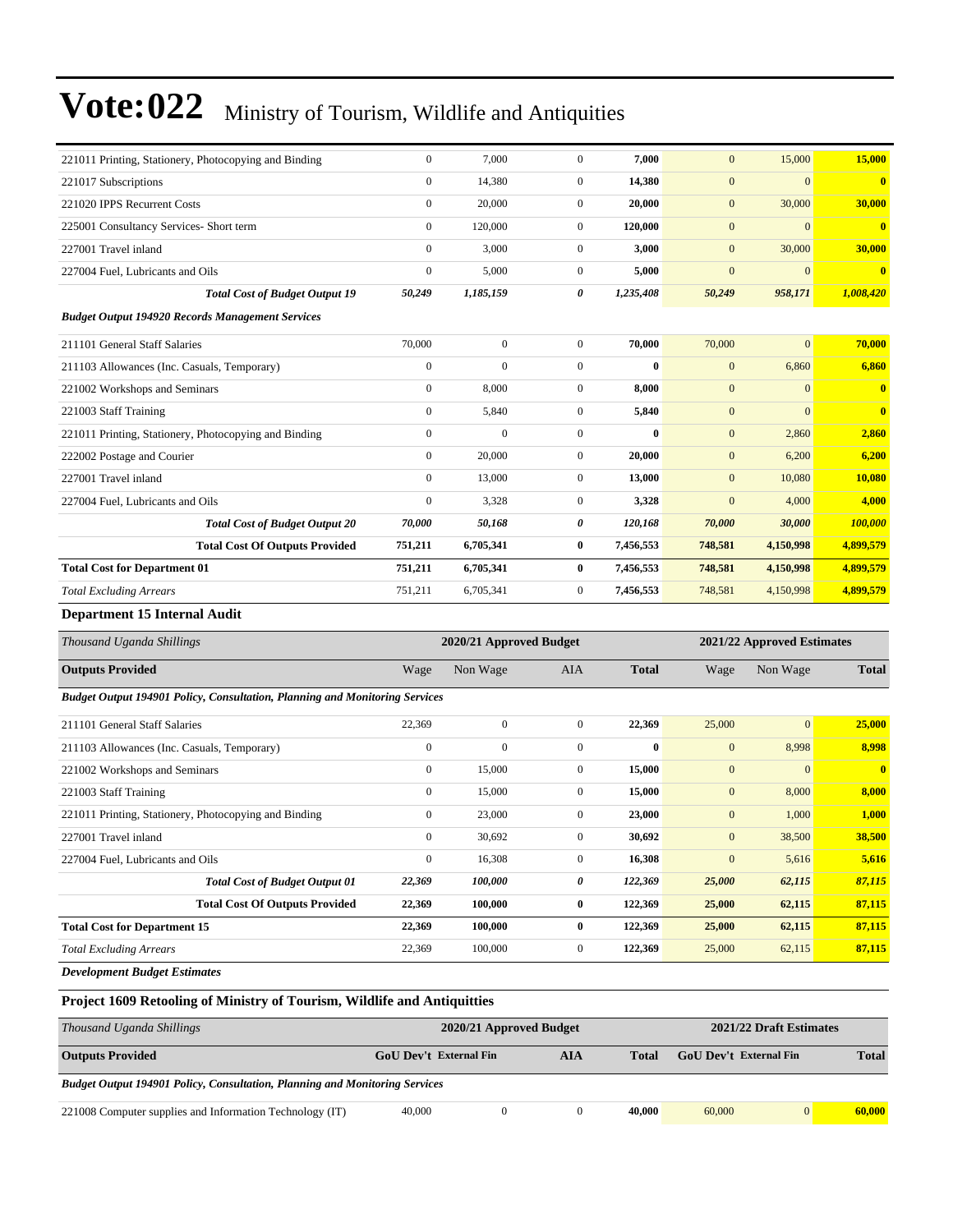| | | | | | | | |
|---|---|---|---|---|---|---|---|
| 221011 Printing, Stationery, Photocopying and Binding | 0 | 7,000 | 0 | **7,000** | 0 | 15,000 | **15,000** |
| 221017 Subscriptions | 0 | 14,380 | 0 | **14,380** | 0 | 0 | **0** |
| 221020 IPPS Recurrent Costs | 0 | 20,000 | 0 | **20,000** | 0 | 30,000 | **30,000** |
| 225001 Consultancy Services- Short term | 0 | 120,000 | 0 | **120,000** | 0 | 0 | **0** |
| 227001 Travel inland | 0 | 3,000 | 0 | **3,000** | 0 | 30,000 | **30,000** |
| 227004 Fuel, Lubricants and Oils | 0 | 5,000 | 0 | **5,000** | 0 | 0 | **0** |
| ***Total Cost of Budget Output 19*** | ***50,249*** | ***1,185,159*** | ***0*** | ***1,235,408*** | ***50,249*** | ***958,171*** | ***1,008,420*** |
| ***Budget Output 194920 Records Management Services*** | | | | | | | |
| 211101 General Staff Salaries | 70,000 | 0 | 0 | **70,000** | 70,000 | 0 | **70,000** |
| 211103 Allowances (Inc. Casuals, Temporary) | 0 | 0 | 0 | **0** | 0 | 6,860 | **6,860** |
| 221002 Workshops and Seminars | 0 | 8,000 | 0 | **8,000** | 0 | 0 | **0** |
| 221003 Staff Training | 0 | 5,840 | 0 | **5,840** | 0 | 0 | **0** |
| 221011 Printing, Stationery, Photocopying and Binding | 0 | 0 | 0 | **0** | 0 | 2,860 | **2,860** |
| 222002 Postage and Courier | 0 | 20,000 | 0 | **20,000** | 0 | 6,200 | **6,200** |
| 227001 Travel inland | 0 | 13,000 | 0 | **13,000** | 0 | 10,080 | **10,080** |
| 227004 Fuel, Lubricants and Oils | 0 | 3,328 | 0 | **3,328** | 0 | 4,000 | **4,000** |
| ***Total Cost of Budget Output 20*** | ***70,000*** | ***50,168*** | ***0*** | ***120,168*** | ***70,000*** | ***30,000*** | ***100,000*** |
| **Total Cost Of Outputs Provided** | **751,211** | **6,705,341** | **0** | **7,456,553** | **748,581** | **4,150,998** | **4,899,579** |
| **Total Cost for Department 01** | **751,211** | **6,705,341** | **0** | **7,456,553** | **748,581** | **4,150,998** | **4,899,579** |
| *Total Excluding Arrears* | 751,211 | 6,705,341 | 0 | **7,456,553** | 748,581 | 4,150,998 | **4,899,579** |

### Department 15 Internal Audit

| *Thousand Uganda Shillings* | **2020/21 Approved Budget** | | | | **2021/22 Approved Estimates** | | |
|---|---|---|---|---|---|---|---|
| **Outputs Provided** | Wage | Non Wage | AIA | **Total** | Wage | Non Wage | **Total** |
| ***Budget Output 194901 Policy, Consultation, Planning and Monitoring Services*** | | | | | | | |
| 211101 General Staff Salaries | 22,369 | 0 | 0 | **22,369** | 25,000 | 0 | **25,000** |
| 211103 Allowances (Inc. Casuals, Temporary) | 0 | 0 | 0 | **0** | 0 | 8,998 | **8,998** |
| 221002 Workshops and Seminars | 0 | 15,000 | 0 | **15,000** | 0 | 0 | **0** |
| 221003 Staff Training | 0 | 15,000 | 0 | **15,000** | 0 | 8,000 | **8,000** |
| 221011 Printing, Stationery, Photocopying and Binding | 0 | 23,000 | 0 | **23,000** | 0 | 1,000 | **1,000** |
| 227001 Travel inland | 0 | 30,692 | 0 | **30,692** | 0 | 38,500 | **38,500** |
| 227004 Fuel, Lubricants and Oils | 0 | 16,308 | 0 | **16,308** | 0 | 5,616 | **5,616** |
| ***Total Cost of Budget Output 01*** | ***22,369*** | ***100,000*** | ***0*** | ***122,369*** | ***25,000*** | ***62,115*** | ***87,115*** |
| **Total Cost Of Outputs Provided** | **22,369** | **100,000** | **0** | **122,369** | **25,000** | **62,115** | **87,115** |
| **Total Cost for Department 15** | **22,369** | **100,000** | **0** | **122,369** | **25,000** | **62,115** | **87,115** |
| *Total Excluding Arrears* | 22,369 | 100,000 | 0 | **122,369** | 25,000 | 62,115 | **87,115** |

***Development Budget Estimates***

### Project 1609 Retooling of Ministry of Tourism, Wildlife and Antiquitties

| *Thousand Uganda Shillings* | **2020/21 Approved Budget** | | | | **2021/22 Draft Estimates** | | |
|---|---|---|---|---|---|---|---|
| **Outputs Provided** | **GoU Dev't** | **External Fin** | **AIA** | **Total** | **GoU Dev't** | **External Fin** | **Total** |
| ***Budget Output 194901 Policy, Consultation, Planning and Monitoring Services*** | | | | | | | |
| 221008 Computer supplies and Information Technology (IT) | 40,000 | 0 | 0 | **40,000** | 60,000 | 0 | **60,000** |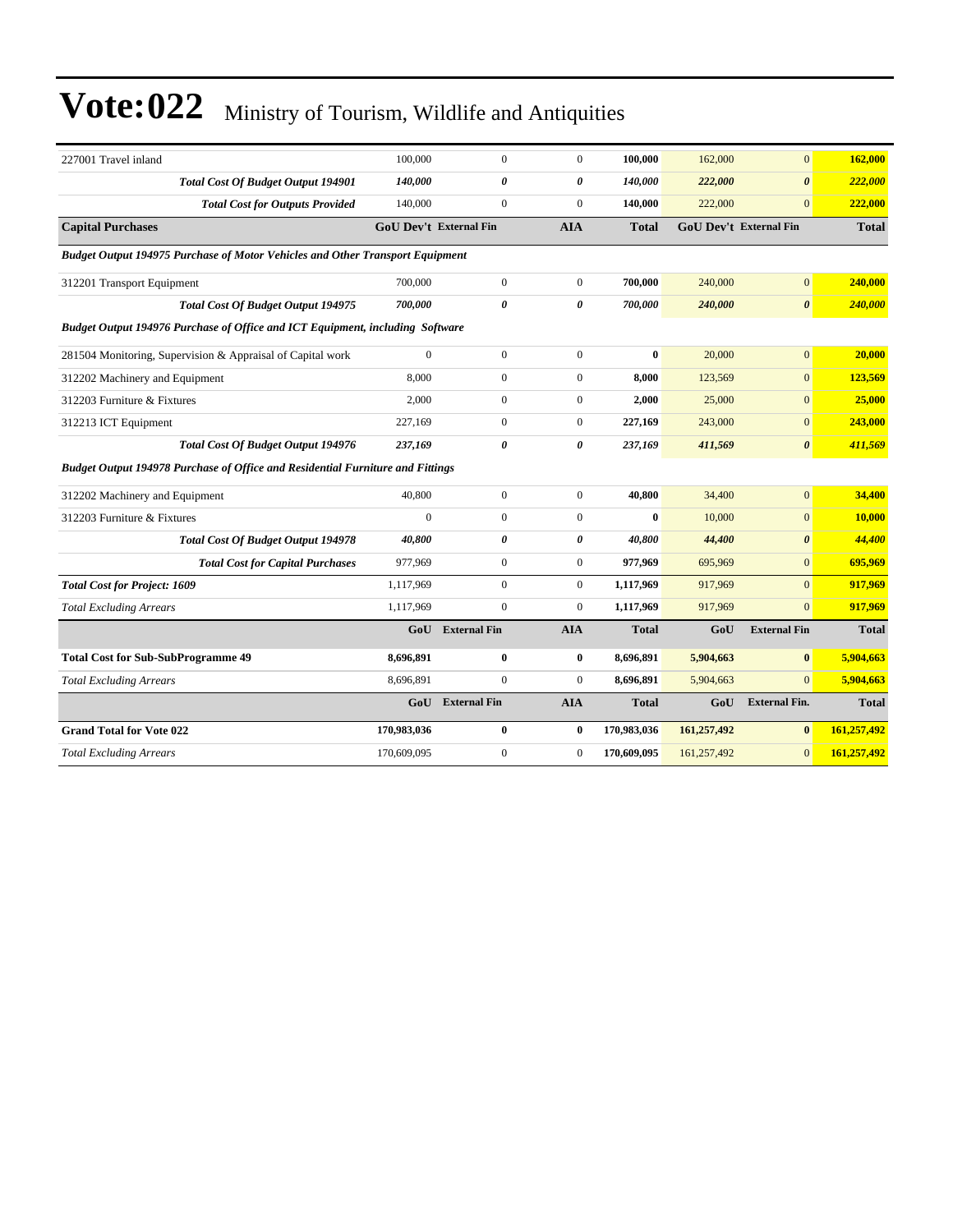# Vote:022 Ministry of Tourism, Wildlife and Antiquities

| | | | | | | | |
|---|---|---|---|---|---|---|---|
| 227001 Travel inland | 100,000 | 0 | 0 | **100,000** | 162,000 | 0 | **162,000** |
| ***Total Cost Of Budget Output 194901*** | ***140,000*** | ***0*** | ***0*** | ***140,000*** | ***222,000*** | ***0*** | ***222,000*** |
| ***Total Cost for Outputs Provided*** | 140,000 | 0 | 0 | **140,000** | 222,000 | 0 | **222,000** |
| **Capital Purchases** | **GoU Dev't** | **External Fin** | **AIA** | **Total** | **GoU Dev't** | **External Fin** | **Total** |
| ***Budget Output 194975 Purchase of Motor Vehicles and Other Transport Equipment*** | | | | | | | |
| 312201 Transport Equipment | 700,000 | 0 | 0 | **700,000** | 240,000 | 0 | **240,000** |
| ***Total Cost Of Budget Output 194975*** | ***700,000*** | ***0*** | ***0*** | ***700,000*** | ***240,000*** | ***0*** | ***240,000*** |
| ***Budget Output 194976 Purchase of Office and ICT Equipment, including Software*** | | | | | | | |
| 281504 Monitoring, Supervision & Appraisal of Capital work | 0 | 0 | 0 | **0** | 20,000 | 0 | **20,000** |
| 312202 Machinery and Equipment | 8,000 | 0 | 0 | **8,000** | 123,569 | 0 | **123,569** |
| 312203 Furniture & Fixtures | 2,000 | 0 | 0 | **2,000** | 25,000 | 0 | **25,000** |
| 312213 ICT Equipment | 227,169 | 0 | 0 | **227,169** | 243,000 | 0 | **243,000** |
| ***Total Cost Of Budget Output 194976*** | ***237,169*** | ***0*** | ***0*** | ***237,169*** | ***411,569*** | ***0*** | ***411,569*** |
| ***Budget Output 194978 Purchase of Office and Residential Furniture and Fittings*** | | | | | | | |
| 312202 Machinery and Equipment | 40,800 | 0 | 0 | **40,800** | 34,400 | 0 | **34,400** |
| 312203 Furniture & Fixtures | 0 | 0 | 0 | **0** | 10,000 | 0 | **10,000** |
| ***Total Cost Of Budget Output 194978*** | ***40,800*** | ***0*** | ***0*** | ***40,800*** | ***44,400*** | ***0*** | ***44,400*** |
| ***Total Cost for Capital Purchases*** | 977,969 | 0 | 0 | **977,969** | 695,969 | 0 | **695,969** |
| ***Total Cost for Project: 1609*** | 1,117,969 | 0 | 0 | **1,117,969** | 917,969 | 0 | **917,969** |
| *Total Excluding Arrears* | 1,117,969 | 0 | 0 | **1,117,969** | 917,969 | 0 | **917,969** |
| | **GoU** | **External Fin** | **AIA** | **Total** | **GoU** | **External Fin** | **Total** |
| **Total Cost for Sub-SubProgramme 49** | **8,696,891** | **0** | **0** | **8,696,891** | **5,904,663** | **0** | **5,904,663** |
| *Total Excluding Arrears* | 8,696,891 | 0 | 0 | **8,696,891** | 5,904,663 | 0 | **5,904,663** |
| | **GoU** | **External Fin** | **AIA** | **Total** | **GoU** | **External Fin.** | **Total** |
| **Grand Total for Vote 022** | **170,983,036** | **0** | **0** | **170,983,036** | **161,257,492** | **0** | **161,257,492** |
| *Total Excluding Arrears* | 170,609,095 | 0 | 0 | **170,609,095** | 161,257,492 | 0 | **161,257,492** |